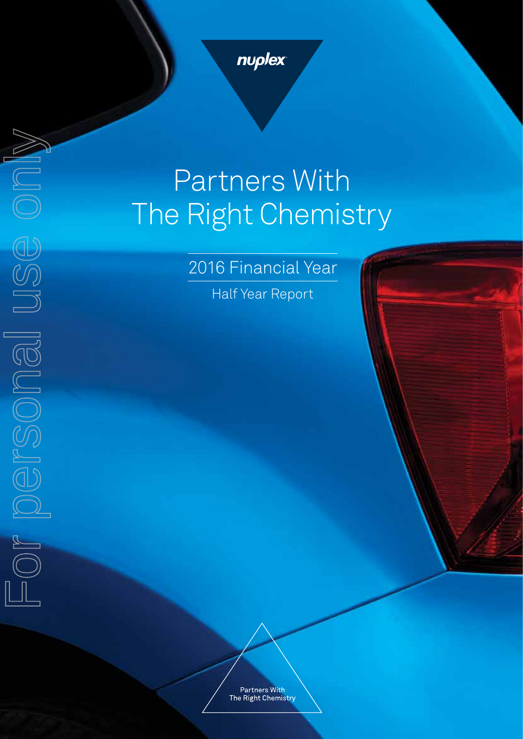nuplex

# Partners With The Right Chemistry

## 2016 Financial Year

Half Year Report

For personal use only

Partners With
The Right Chemistry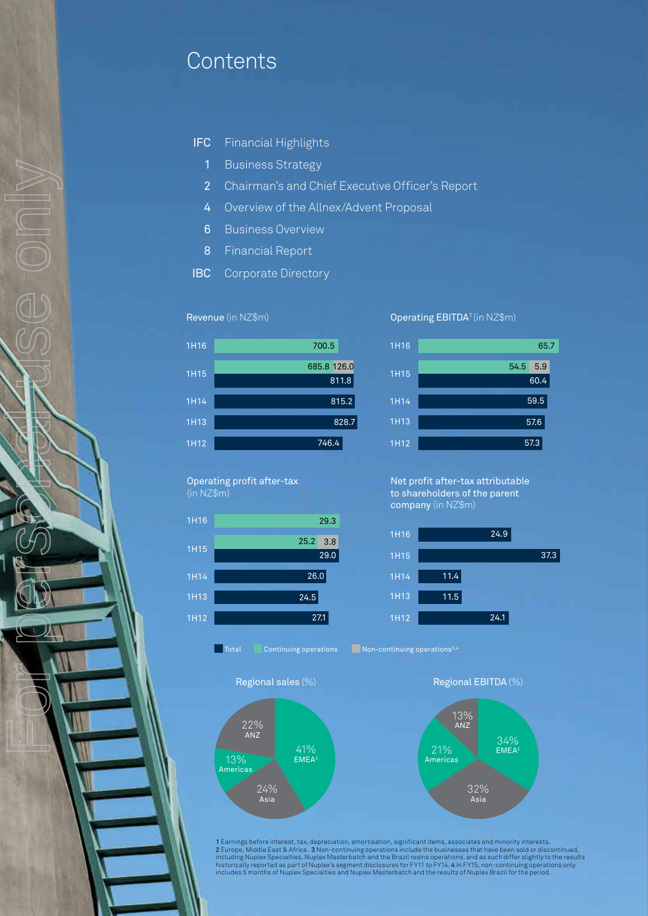# Contents

| | |
|---|---|
| IFC | Financial Highlights |
| 1 | Business Strategy |
| 2 | Chairman's and Chief Executive Officer's Report |
| 4 | Overview of the Allnex/Advent Proposal |
| 6 | Business Overview |
| 8 | Financial Report |
| IBC | Corporate Directory |

**Revenue** (in NZ$m)

| Period | Total | Continuing operations | Non-continuing operations |
|---|---|---|---|
| 1H16 | | 700.5 | |
| 1H15 | 811.8 | 685.8 | 126.0 |
| 1H14 | 815.2 | | |
| 1H13 | 828.7 | | |
| 1H12 | 746.4 | | |

**Operating EBITDA**[1] (in NZ$m)

| Period | Total | Continuing operations | Non-continuing operations |
|---|---|---|---|
| 1H16 | | 65.7 | |
| 1H15 | 60.4 | 54.5 | 5.9 |
| 1H14 | 59.5 | | |
| 1H13 | 57.6 | | |
| 1H12 | 57.3 | | |

**Operating profit after-tax** (in NZ$m)

| Period | Total | Continuing operations | Non-continuing operations |
|---|---|---|---|
| 1H16 | | 29.3 | |
| 1H15 | 29.0 | 25.2 | 3.8 |
| 1H14 | 26.0 | | |
| 1H13 | 24.5 | | |
| 1H12 | 27.1 | | |

**Net profit after-tax attributable to shareholders of the parent company** (in NZ$m)

| Period | Total |
|---|---|
| 1H16 | 24.9 |
| 1H15 | 37.3 |
| 1H14 | 11.4 |
| 1H13 | 11.5 |
| 1H12 | 24.1 |

Legend: Total | Continuing operations | Non-continuing operations[3,4]

**Regional sales** (%)

| Region | % |
|---|---|
| EMEA[2] | 41% |
| Asia | 24% |
| Americas | 13% |
| ANZ | 22% |

**Regional EBITDA** (%)

| Region | % |
|---|---|
| EMEA[2] | 34% |
| Asia | 32% |
| Americas | 21% |
| ANZ | 13% |

1 Earnings before interest, tax, depreciation, amortisation, significant items, associates and minority interests.
2 Europe, Middle East & Africa. 3 Non-continuing operations include the businesses that have been sold or discontinued, including Nuplex Specialties, Nuplex Masterbatch and the Brazil resins operations, and as such differ slightly to the results historically reported as part of Nuplex's segment disclosures for FY11 to FY14. 4 In FY15, non-continuing operations only includes 5 months of Nuplex Specialties and Nuplex Masterbatch and the results of Nuplex Brazil for the period.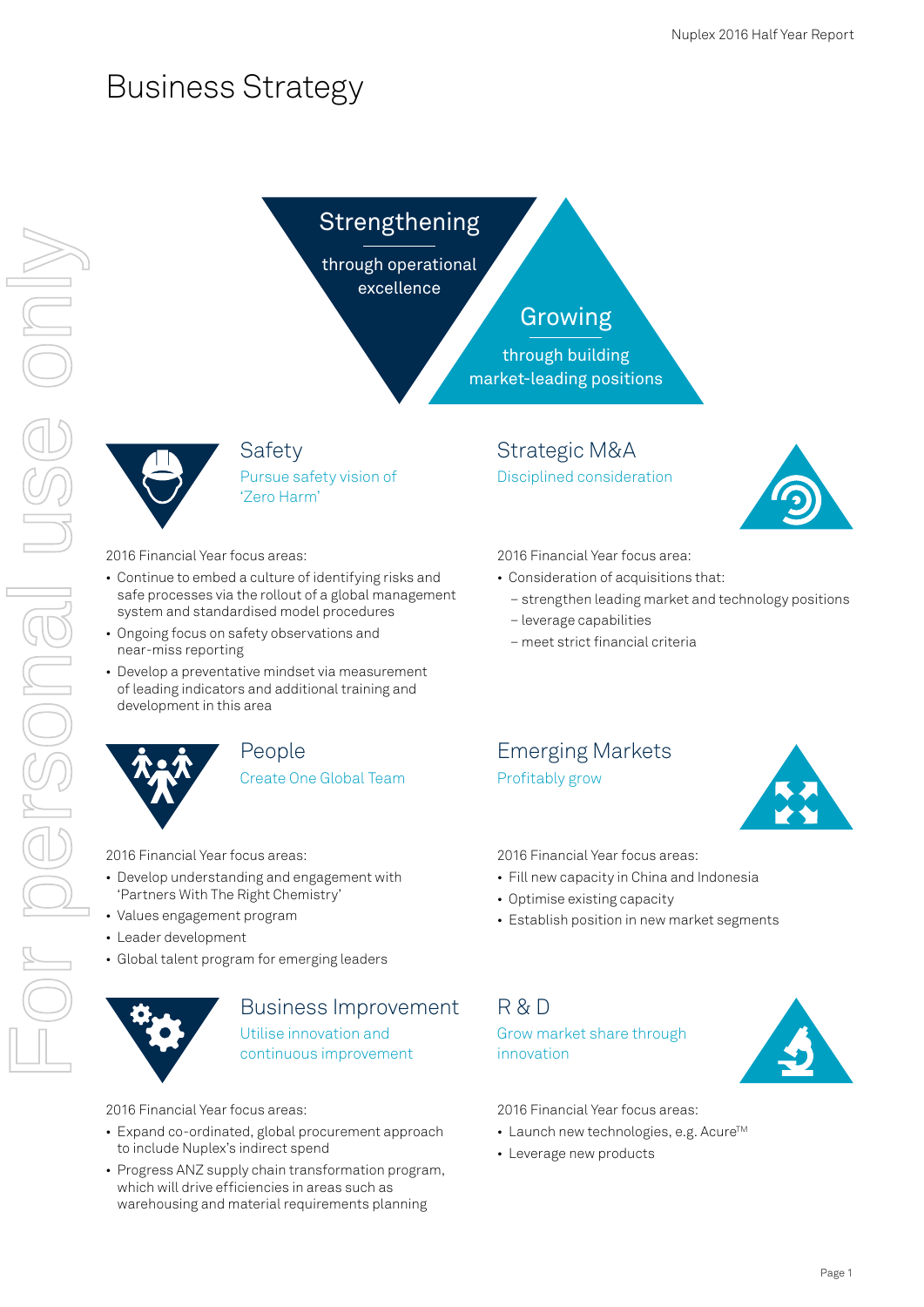# Business Strategy

**Strengthening** through operational excellence

**Growing** through building market-leading positions

## Safety

Pursue safety vision of 'Zero Harm'

2016 Financial Year focus areas:

- Continue to embed a culture of identifying risks and safe processes via the rollout of a global management system and standardised model procedures
- Ongoing focus on safety observations and near-miss reporting
- Develop a preventative mindset via measurement of leading indicators and additional training and development in this area

## People

Create One Global Team

2016 Financial Year focus areas:

- Develop understanding and engagement with 'Partners With The Right Chemistry'
- Values engagement program
- Leader development
- Global talent program for emerging leaders

## Business Improvement

Utilise innovation and continuous improvement

2016 Financial Year focus areas:

- Expand co-ordinated, global procurement approach to include Nuplex's indirect spend
- Progress ANZ supply chain transformation program, which will drive efficiencies in areas such as warehousing and material requirements planning

## Strategic M&A

Disciplined consideration

2016 Financial Year focus area:

- Consideration of acquisitions that:
  - strengthen leading market and technology positions
  - leverage capabilities
  - meet strict financial criteria

## Emerging Markets

Profitably grow

2016 Financial Year focus areas:

- Fill new capacity in China and Indonesia
- Optimise existing capacity
- Establish position in new market segments

## R & D

Grow market share through innovation

2016 Financial Year focus areas:

- Launch new technologies, e.g. Acure™
- Leverage new products

For personal use only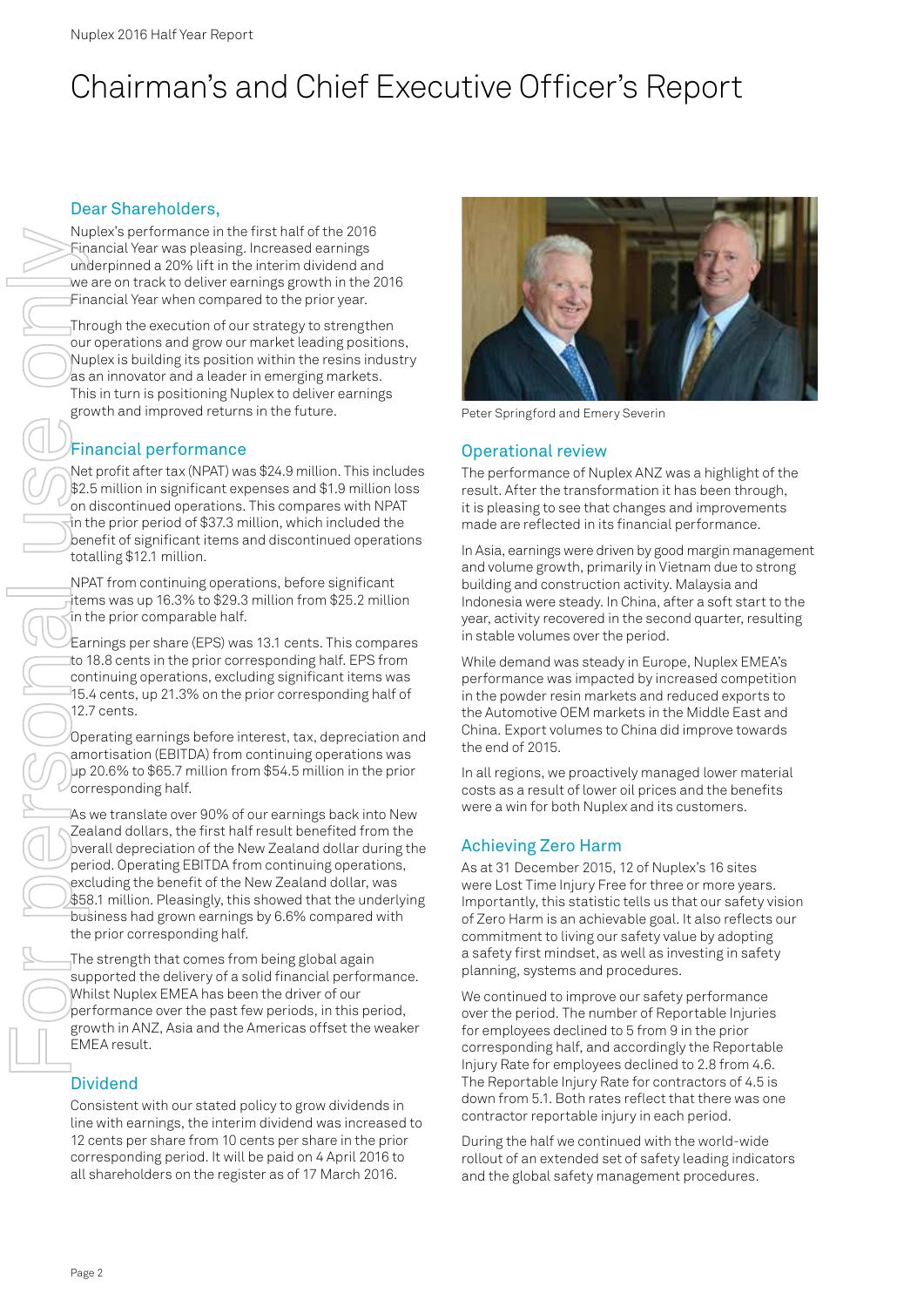# Chairman's and Chief Executive Officer's Report

## Dear Shareholders,

Nuplex's performance in the first half of the 2016 Financial Year was pleasing. Increased earnings underpinned a 20% lift in the interim dividend and we are on track to deliver earnings growth in the 2016 Financial Year when compared to the prior year.

Through the execution of our strategy to strengthen our operations and grow our market leading positions, Nuplex is building its position within the resins industry as an innovator and a leader in emerging markets. This in turn is positioning Nuplex to deliver earnings growth and improved returns in the future.

## Financial performance

Net profit after tax (NPAT) was $24.9 million. This includes $2.5 million in significant expenses and $1.9 million loss on discontinued operations. This compares with NPAT in the prior period of $37.3 million, which included the benefit of significant items and discontinued operations totalling $12.1 million.

NPAT from continuing operations, before significant items was up 16.3% to $29.3 million from $25.2 million in the prior comparable half.

Earnings per share (EPS) was 13.1 cents. This compares to 18.8 cents in the prior corresponding half. EPS from continuing operations, excluding significant items was 15.4 cents, up 21.3% on the prior corresponding half of 12.7 cents.

Operating earnings before interest, tax, depreciation and amortisation (EBITDA) from continuing operations was up 20.6% to $65.7 million from $54.5 million in the prior corresponding half.

As we translate over 90% of our earnings back into New Zealand dollars, the first half result benefited from the overall depreciation of the New Zealand dollar during the period. Operating EBITDA from continuing operations, excluding the benefit of the New Zealand dollar, was $58.1 million. Pleasingly, this showed that the underlying business had grown earnings by 6.6% compared with the prior corresponding half.

The strength that comes from being global again supported the delivery of a solid financial performance. Whilst Nuplex EMEA has been the driver of our performance over the past few periods, in this period, growth in ANZ, Asia and the Americas offset the weaker EMEA result.

## Dividend

Consistent with our stated policy to grow dividends in line with earnings, the interim dividend was increased to 12 cents per share from 10 cents per share in the prior corresponding period. It will be paid on 4 April 2016 to all shareholders on the register as of 17 March 2016.

Peter Springford and Emery Severin

## Operational review

The performance of Nuplex ANZ was a highlight of the result. After the transformation it has been through, it is pleasing to see that changes and improvements made are reflected in its financial performance.

In Asia, earnings were driven by good margin management and volume growth, primarily in Vietnam due to strong building and construction activity. Malaysia and Indonesia were steady. In China, after a soft start to the year, activity recovered in the second quarter, resulting in stable volumes over the period.

While demand was steady in Europe, Nuplex EMEA's performance was impacted by increased competition in the powder resin markets and reduced exports to the Automotive OEM markets in the Middle East and China. Export volumes to China did improve towards the end of 2015.

In all regions, we proactively managed lower material costs as a result of lower oil prices and the benefits were a win for both Nuplex and its customers.

## Achieving Zero Harm

As at 31 December 2015, 12 of Nuplex's 16 sites were Lost Time Injury Free for three or more years. Importantly, this statistic tells us that our safety vision of Zero Harm is an achievable goal. It also reflects our commitment to living our safety value by adopting a safety first mindset, as well as investing in safety planning, systems and procedures.

We continued to improve our safety performance over the period. The number of Reportable Injuries for employees declined to 5 from 9 in the prior corresponding half, and accordingly the Reportable Injury Rate for employees declined to 2.8 from 4.6. The Reportable Injury Rate for contractors of 4.5 is down from 5.1. Both rates reflect that there was one contractor reportable injury in each period.

During the half we continued with the world-wide rollout of an extended set of safety leading indicators and the global safety management procedures.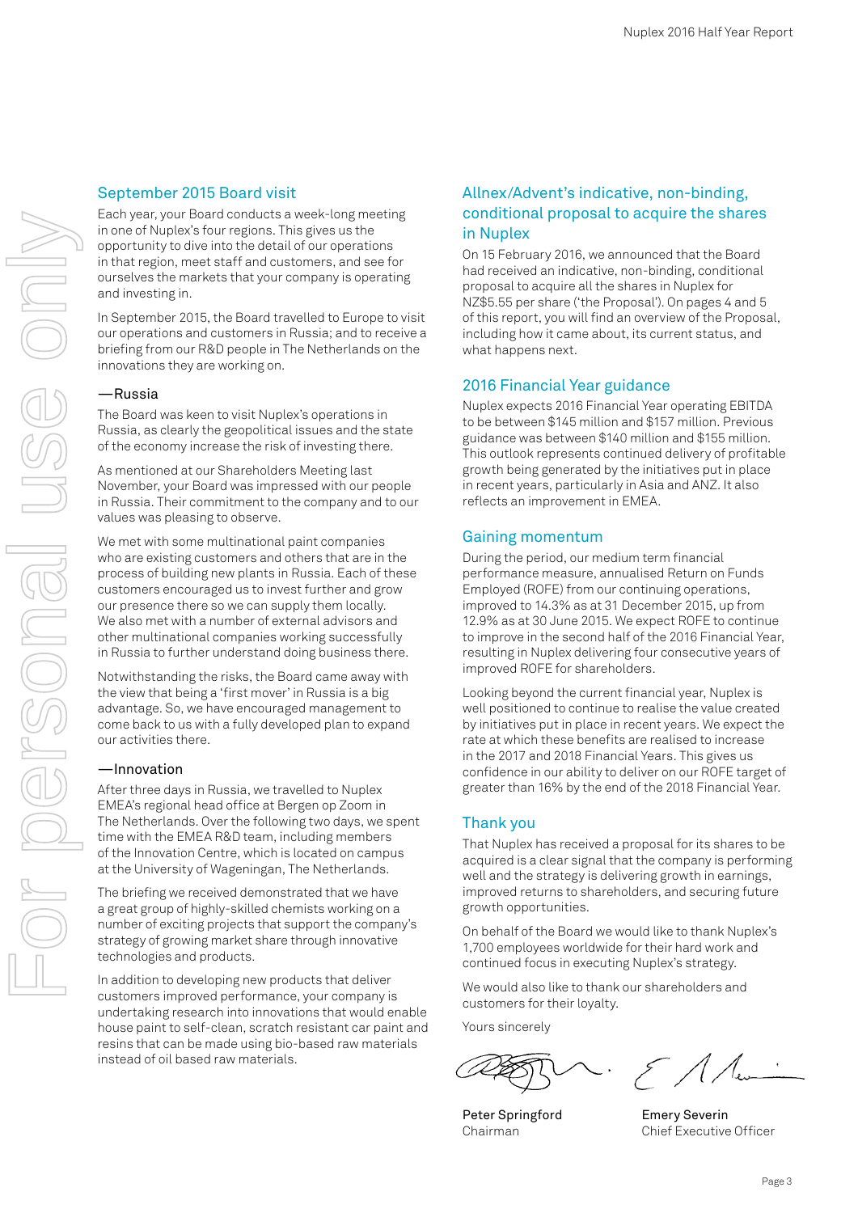## September 2015 Board visit

Each year, your Board conducts a week-long meeting in one of Nuplex's four regions. This gives us the opportunity to dive into the detail of our operations in that region, meet staff and customers, and see for ourselves the markets that your company is operating and investing in.

In September 2015, the Board travelled to Europe to visit our operations and customers in Russia; and to receive a briefing from our R&D people in The Netherlands on the innovations they are working on.

### —Russia

The Board was keen to visit Nuplex's operations in Russia, as clearly the geopolitical issues and the state of the economy increase the risk of investing there.

As mentioned at our Shareholders Meeting last November, your Board was impressed with our people in Russia. Their commitment to the company and to our values was pleasing to observe.

We met with some multinational paint companies who are existing customers and others that are in the process of building new plants in Russia. Each of these customers encouraged us to invest further and grow our presence there so we can supply them locally. We also met with a number of external advisors and other multinational companies working successfully in Russia to further understand doing business there.

Notwithstanding the risks, the Board came away with the view that being a 'first mover' in Russia is a big advantage. So, we have encouraged management to come back to us with a fully developed plan to expand our activities there.

### —Innovation

After three days in Russia, we travelled to Nuplex EMEA's regional head office at Bergen op Zoom in The Netherlands. Over the following two days, we spent time with the EMEA R&D team, including members of the Innovation Centre, which is located on campus at the University of Wageningen, The Netherlands.

The briefing we received demonstrated that we have a great group of highly-skilled chemists working on a number of exciting projects that support the company's strategy of growing market share through innovative technologies and products.

In addition to developing new products that deliver customers improved performance, your company is undertaking research into innovations that would enable house paint to self-clean, scratch resistant car paint and resins that can be made using bio-based raw materials instead of oil based raw materials.

## Allnex/Advent's indicative, non-binding, conditional proposal to acquire the shares in Nuplex

On 15 February 2016, we announced that the Board had received an indicative, non-binding, conditional proposal to acquire all the shares in Nuplex for NZ$5.55 per share ('the Proposal'). On pages 4 and 5 of this report, you will find an overview of the Proposal, including how it came about, its current status, and what happens next.

## 2016 Financial Year guidance

Nuplex expects 2016 Financial Year operating EBITDA to be between $145 million and $157 million. Previous guidance was between $140 million and $155 million. This outlook represents continued delivery of profitable growth being generated by the initiatives put in place in recent years, particularly in Asia and ANZ. It also reflects an improvement in EMEA.

## Gaining momentum

During the period, our medium term financial performance measure, annualised Return on Funds Employed (ROFE) from our continuing operations, improved to 14.3% as at 31 December 2015, up from 12.9% as at 30 June 2015. We expect ROFE to continue to improve in the second half of the 2016 Financial Year, resulting in Nuplex delivering four consecutive years of improved ROFE for shareholders.

Looking beyond the current financial year, Nuplex is well positioned to continue to realise the value created by initiatives put in place in recent years. We expect the rate at which these benefits are realised to increase in the 2017 and 2018 Financial Years. This gives us confidence in our ability to deliver on our ROFE target of greater than 16% by the end of the 2018 Financial Year.

## Thank you

That Nuplex has received a proposal for its shares to be acquired is a clear signal that the company is performing well and the strategy is delivering growth in earnings, improved returns to shareholders, and securing future growth opportunities.

On behalf of the Board we would like to thank Nuplex's 1,700 employees worldwide for their hard work and continued focus in executing Nuplex's strategy.

We would also like to thank our shareholders and customers for their loyalty.

Yours sincerely

**Peter Springford**
Chairman

**Emery Severin**
Chief Executive Officer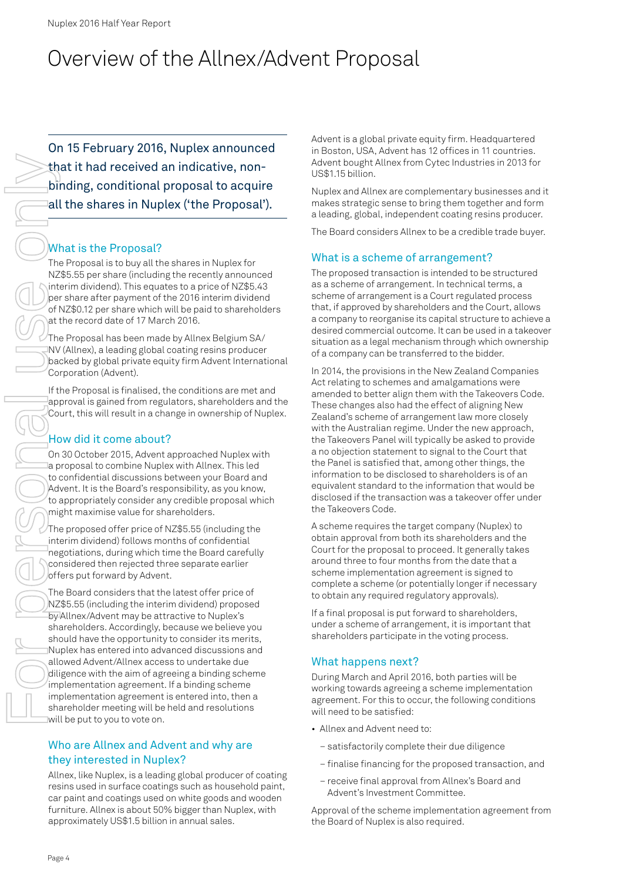// Overview of the Allnex/Advent Proposal

# Overview of the Allnex/Advent Proposal

**On 15 February 2016, Nuplex announced that it had received an indicative, non-binding, conditional proposal to acquire all the shares in Nuplex ('the Proposal').**

## What is the Proposal?

The Proposal is to buy all the shares in Nuplex for NZ$5.55 per share (including the recently announced interim dividend). This equates to a price of NZ$5.43 per share after payment of the 2016 interim dividend of NZ$0.12 per share which will be paid to shareholders at the record date of 17 March 2016.

The Proposal has been made by Allnex Belgium SA/NV (Allnex), a leading global coating resins producer backed by global private equity firm Advent International Corporation (Advent).

If the Proposal is finalised, the conditions are met and approval is gained from regulators, shareholders and the Court, this will result in a change in ownership of Nuplex.

## How did it come about?

On 30 October 2015, Advent approached Nuplex with a proposal to combine Nuplex with Allnex. This led to confidential discussions between your Board and Advent. It is the Board's responsibility, as you know, to appropriately consider any credible proposal which might maximise value for shareholders.

The proposed offer price of NZ$5.55 (including the interim dividend) follows months of confidential negotiations, during which time the Board carefully considered then rejected three separate earlier offers put forward by Advent.

The Board considers that the latest offer price of NZ$5.55 (including the interim dividend) proposed by Allnex/Advent may be attractive to Nuplex's shareholders. Accordingly, because we believe you should have the opportunity to consider its merits, Nuplex has entered into advanced discussions and allowed Advent/Allnex access to undertake due diligence with the aim of agreeing a binding scheme implementation agreement. If a binding scheme implementation agreement is entered into, then a shareholder meeting will be held and resolutions will be put to you to vote on.

## Who are Allnex and Advent and why are they interested in Nuplex?

Allnex, like Nuplex, is a leading global producer of coating resins used in surface coatings such as household paint, car paint and coatings used on white goods and wooden furniture. Allnex is about 50% bigger than Nuplex, with approximately US$1.5 billion in annual sales.

Advent is a global private equity firm. Headquartered in Boston, USA, Advent has 12 offices in 11 countries. Advent bought Allnex from Cytec Industries in 2013 for US$1.15 billion.

Nuplex and Allnex are complementary businesses and it makes strategic sense to bring them together and form a leading, global, independent coating resins producer.

The Board considers Allnex to be a credible trade buyer.

## What is a scheme of arrangement?

The proposed transaction is intended to be structured as a scheme of arrangement. In technical terms, a scheme of arrangement is a Court regulated process that, if approved by shareholders and the Court, allows a company to reorganise its capital structure to achieve a desired commercial outcome. It can be used in a takeover situation as a legal mechanism through which ownership of a company can be transferred to the bidder.

In 2014, the provisions in the New Zealand Companies Act relating to schemes and amalgamations were amended to better align them with the Takeovers Code. These changes also had the effect of aligning New Zealand's scheme of arrangement law more closely with the Australian regime. Under the new approach, the Takeovers Panel will typically be asked to provide a no objection statement to signal to the Court that the Panel is satisfied that, among other things, the information to be disclosed to shareholders is of an equivalent standard to the information that would be disclosed if the transaction was a takeover offer under the Takeovers Code.

A scheme requires the target company (Nuplex) to obtain approval from both its shareholders and the Court for the proposal to proceed. It generally takes around three to four months from the date that a scheme implementation agreement is signed to complete a scheme (or potentially longer if necessary to obtain any required regulatory approvals).

If a final proposal is put forward to shareholders, under a scheme of arrangement, it is important that shareholders participate in the voting process.

## What happens next?

During March and April 2016, both parties will be working towards agreeing a scheme implementation agreement. For this to occur, the following conditions will need to be satisfied:

- Allnex and Advent need to:
  - satisfactorily complete their due diligence
  - finalise financing for the proposed transaction, and
  - receive final approval from Allnex's Board and Advent's Investment Committee.

Approval of the scheme implementation agreement from the Board of Nuplex is also required.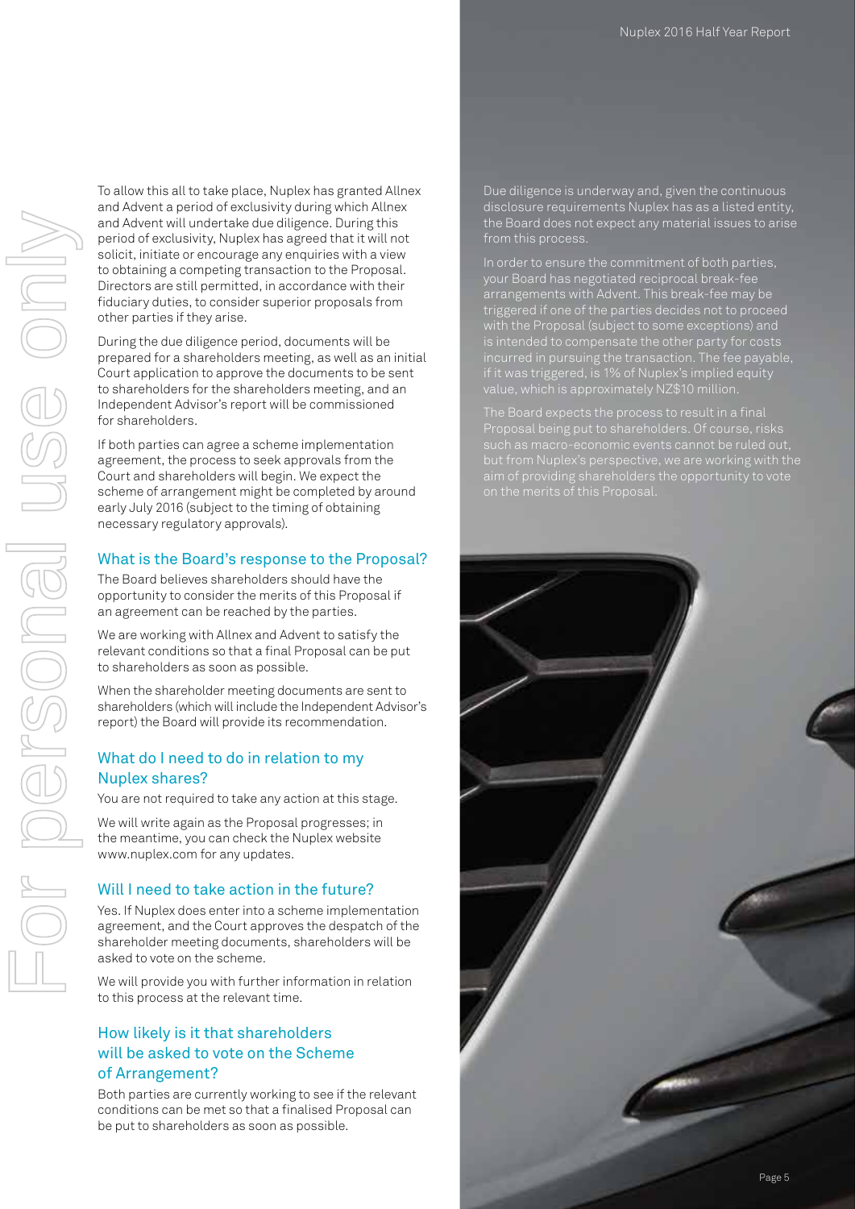To allow this all to take place, Nuplex has granted Allnex and Advent a period of exclusivity during which Allnex and Advent will undertake due diligence. During this period of exclusivity, Nuplex has agreed that it will not solicit, initiate or encourage any enquiries with a view to obtaining a competing transaction to the Proposal. Directors are still permitted, in accordance with their fiduciary duties, to consider superior proposals from other parties if they arise.

During the due diligence period, documents will be prepared for a shareholders meeting, as well as an initial Court application to approve the documents to be sent to shareholders for the shareholders meeting, and an Independent Advisor's report will be commissioned for shareholders.

If both parties can agree a scheme implementation agreement, the process to seek approvals from the Court and shareholders will begin. We expect the scheme of arrangement might be completed by around early July 2016 (subject to the timing of obtaining necessary regulatory approvals).

## What is the Board's response to the Proposal?

The Board believes shareholders should have the opportunity to consider the merits of this Proposal if an agreement can be reached by the parties.

We are working with Allnex and Advent to satisfy the relevant conditions so that a final Proposal can be put to shareholders as soon as possible.

When the shareholder meeting documents are sent to shareholders (which will include the Independent Advisor's report) the Board will provide its recommendation.

## What do I need to do in relation to my Nuplex shares?

You are not required to take any action at this stage.

We will write again as the Proposal progresses; in the meantime, you can check the Nuplex website www.nuplex.com for any updates.

## Will I need to take action in the future?

Yes. If Nuplex does enter into a scheme implementation agreement, and the Court approves the despatch of the shareholder meeting documents, shareholders will be asked to vote on the scheme.

We will provide you with further information in relation to this process at the relevant time.

## How likely is it that shareholders will be asked to vote on the Scheme of Arrangement?

Both parties are currently working to see if the relevant conditions can be met so that a finalised Proposal can be put to shareholders as soon as possible.

Due diligence is underway and, given the continuous disclosure requirements Nuplex has as a listed entity, the Board does not expect any material issues to arise from this process.

In order to ensure the commitment of both parties, your Board has negotiated reciprocal break-fee arrangements with Advent. This break-fee may be triggered if one of the parties decides not to proceed with the Proposal (subject to some exceptions) and is intended to compensate the other party for costs incurred in pursuing the transaction. The fee payable, if it was triggered, is 1% of Nuplex's implied equity value, which is approximately NZ$10 million.

The Board expects the process to result in a final Proposal being put to shareholders. Of course, risks such as macro-economic events cannot be ruled out, but from Nuplex's perspective, we are working with the aim of providing shareholders the opportunity to vote on the merits of this Proposal.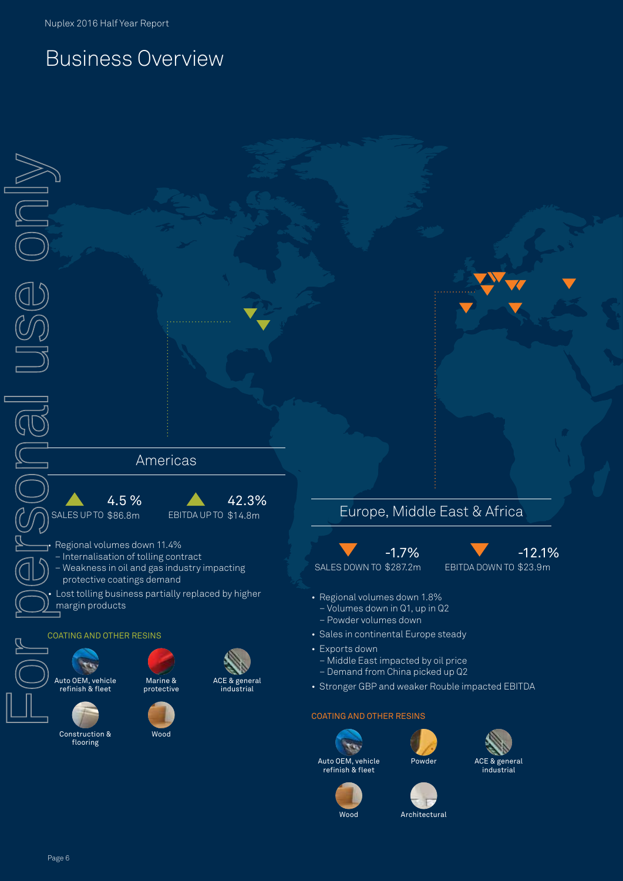# Business Overview

## Americas

▲ 4.5 %
SALES UP TO $86.8m

▲ 42.3%
EBITDA UP TO $14.8m

- Regional volumes down 11.4%
  - Internalisation of tolling contract
  - Weakness in oil and gas industry impacting protective coatings demand
- Lost tolling business partially replaced by higher margin products

### COATING AND OTHER RESINS

- Auto OEM, vehicle refinish & fleet
- Marine & protective
- ACE & general industrial
- Construction & flooring
- Wood

## Europe, Middle East & Africa

▼ -1.7%
SALES DOWN TO $287.2m

▼ -12.1%
EBITDA DOWN TO $23.9m

- Regional volumes down 1.8%
  - Volumes down in Q1, up in Q2
  - Powder volumes down
- Sales in continental Europe steady
- Exports down
  - Middle East impacted by oil price
  - Demand from China picked up Q2
- Stronger GBP and weaker Rouble impacted EBITDA

### COATING AND OTHER RESINS

- Auto OEM, vehicle refinish & fleet
- Powder
- ACE & general industrial
- Wood
- Architectural

For personal use only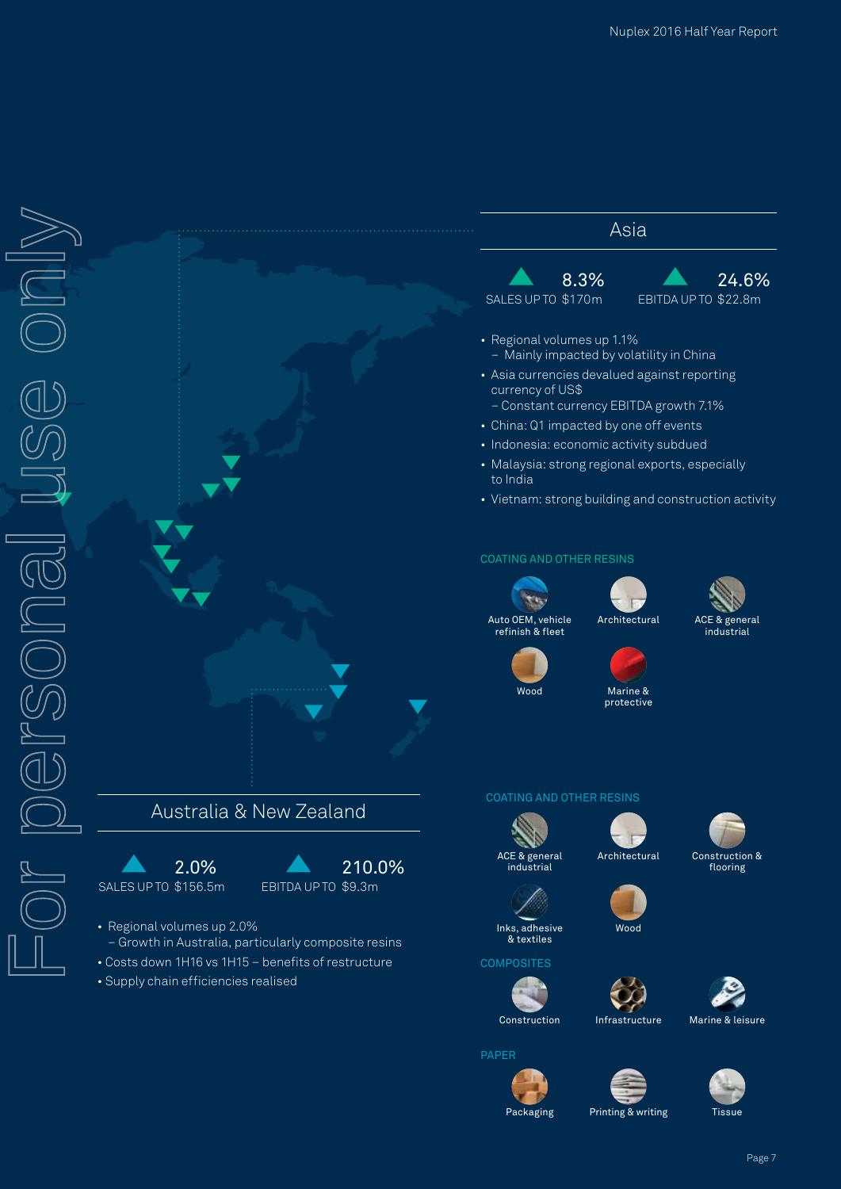## Asia

▲ 8.3%
SALES UP TO $170m

▲ 24.6%
EBITDA UP TO $22.8m

- Regional volumes up 1.1%
  - Mainly impacted by volatility in China
- Asia currencies devalued against reporting currency of US$
  - Constant currency EBITDA growth 7.1%
- China: Q1 impacted by one off events
- Indonesia: economic activity subdued
- Malaysia: strong regional exports, especially to India
- Vietnam: strong building and construction activity

### COATING AND OTHER RESINS

- Auto OEM, vehicle refinish & fleet
- Architectural
- ACE & general industrial
- Wood
- Marine & protective

## Australia & New Zealand

▲ 2.0%
SALES UP TO $156.5m

▲ 210.0%
EBITDA UP TO $9.3m

- Regional volumes up 2.0%
  - Growth in Australia, particularly composite resins
- Costs down 1H16 vs 1H15 – benefits of restructure
- Supply chain efficiencies realised

### COATING AND OTHER RESINS

- ACE & general industrial
- Architectural
- Construction & flooring
- Inks, adhesive & textiles
- Wood

### COMPOSITES

- Construction
- Infrastructure
- Marine & leisure

### PAPER

- Packaging
- Printing & writing
- Tissue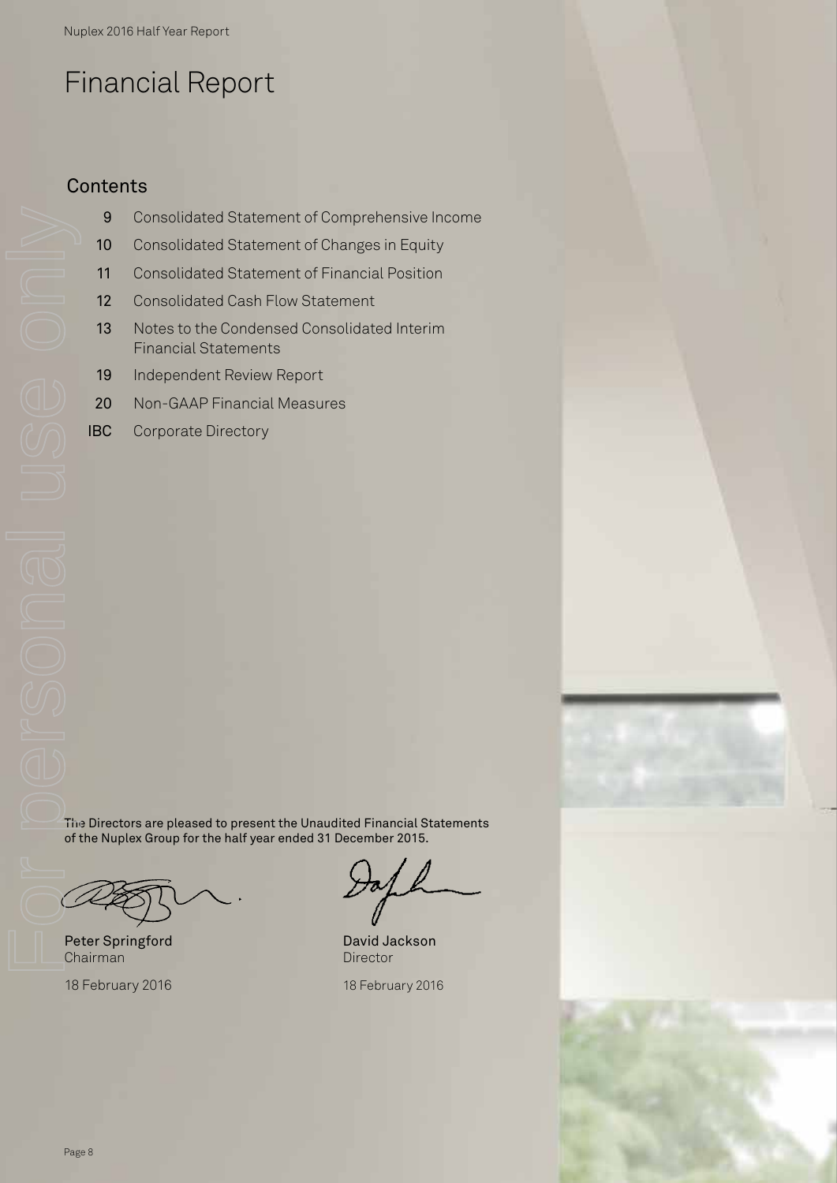# Financial Report

## Contents

| | |
|---|---|
| 9 | Consolidated Statement of Comprehensive Income |
| 10 | Consolidated Statement of Changes in Equity |
| 11 | Consolidated Statement of Financial Position |
| 12 | Consolidated Cash Flow Statement |
| 13 | Notes to the Condensed Consolidated Interim Financial Statements |
| 19 | Independent Review Report |
| 20 | Non-GAAP Financial Measures |
| IBC | Corporate Directory |

The Directors are pleased to present the Unaudited Financial Statements of the Nuplex Group for the half year ended 31 December 2015.

Peter Springford
Chairman

18 February 2016

David Jackson
Director

18 February 2016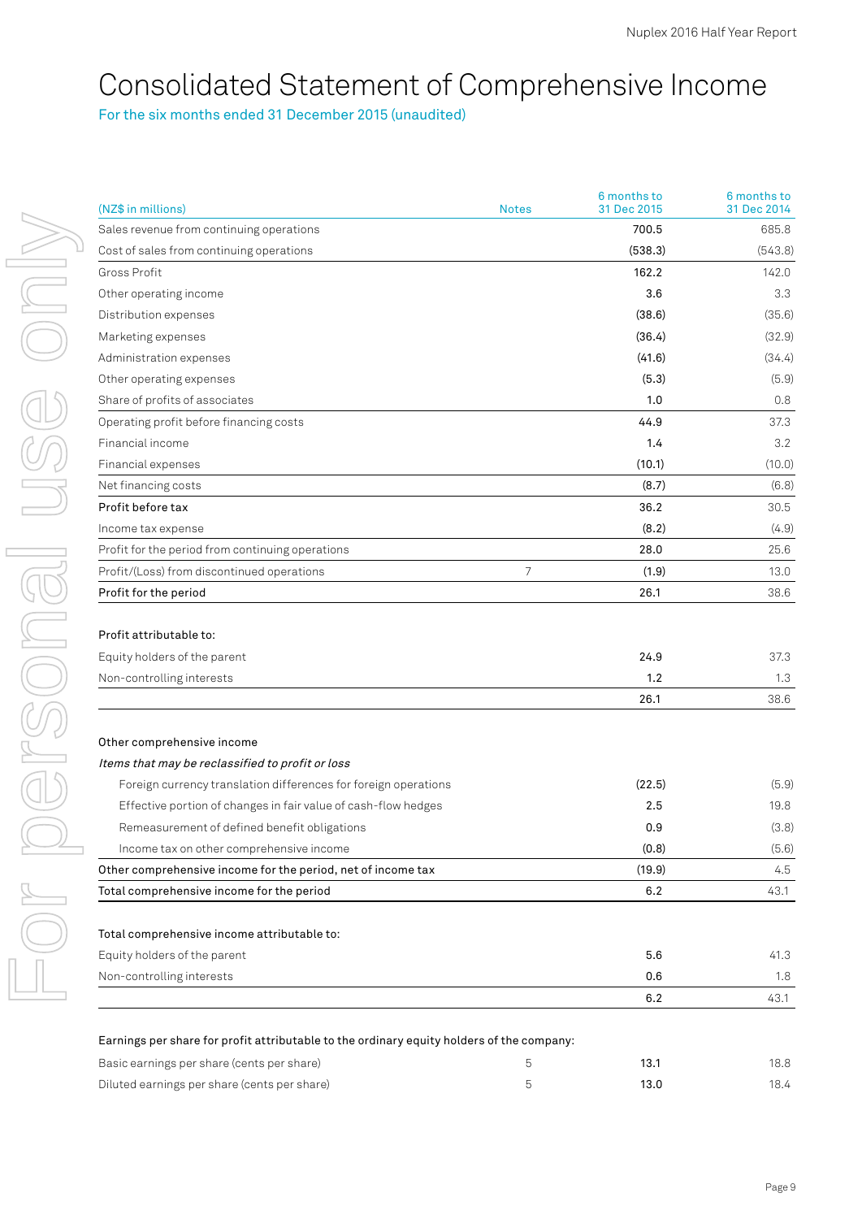# Consolidated Statement of Comprehensive Income

For the six months ended 31 December 2015 (unaudited)

| (NZ$ in millions) | Notes | 6 months to 31 Dec 2015 | 6 months to 31 Dec 2014 |
|---|---|---|---|
| Sales revenue from continuing operations | | 700.5 | 685.8 |
| Cost of sales from continuing operations | | (538.3) | (543.8) |
| Gross Profit | | 162.2 | 142.0 |
| Other operating income | | 3.6 | 3.3 |
| Distribution expenses | | (38.6) | (35.6) |
| Marketing expenses | | (36.4) | (32.9) |
| Administration expenses | | (41.6) | (34.4) |
| Other operating expenses | | (5.3) | (5.9) |
| Share of profits of associates | | 1.0 | 0.8 |
| Operating profit before financing costs | | 44.9 | 37.3 |
| Financial income | | 1.4 | 3.2 |
| Financial expenses | | (10.1) | (10.0) |
| Net financing costs | | (8.7) | (6.8) |
| **Profit before tax** | | 36.2 | 30.5 |
| Income tax expense | | (8.2) | (4.9) |
| Profit for the period from continuing operations | | 28.0 | 25.6 |
| Profit/(Loss) from discontinued operations | 7 | (1.9) | 13.0 |
| **Profit for the period** | | 26.1 | 38.6 |
| | | | |
| **Profit attributable to:** | | | |
| Equity holders of the parent | | 24.9 | 37.3 |
| Non-controlling interests | | 1.2 | 1.3 |
| | | 26.1 | 38.6 |
| | | | |
| **Other comprehensive income** | | | |
| *Items that may be reclassified to profit or loss* | | | |
| Foreign currency translation differences for foreign operations | | (22.5) | (5.9) |
| Effective portion of changes in fair value of cash-flow hedges | | 2.5 | 19.8 |
| Remeasurement of defined benefit obligations | | 0.9 | (3.8) |
| Income tax on other comprehensive income | | (0.8) | (5.6) |
| **Other comprehensive income for the period, net of income tax** | | (19.9) | 4.5 |
| **Total comprehensive income for the period** | | 6.2 | 43.1 |
| | | | |
| **Total comprehensive income attributable to:** | | | |
| Equity holders of the parent | | 5.6 | 41.3 |
| Non-controlling interests | | 0.6 | 1.8 |
| | | 6.2 | 43.1 |
| | | | |
| **Earnings per share for profit attributable to the ordinary equity holders of the company:** | | | |
| Basic earnings per share (cents per share) | 5 | 13.1 | 18.8 |
| Diluted earnings per share (cents per share) | 5 | 13.0 | 18.4 |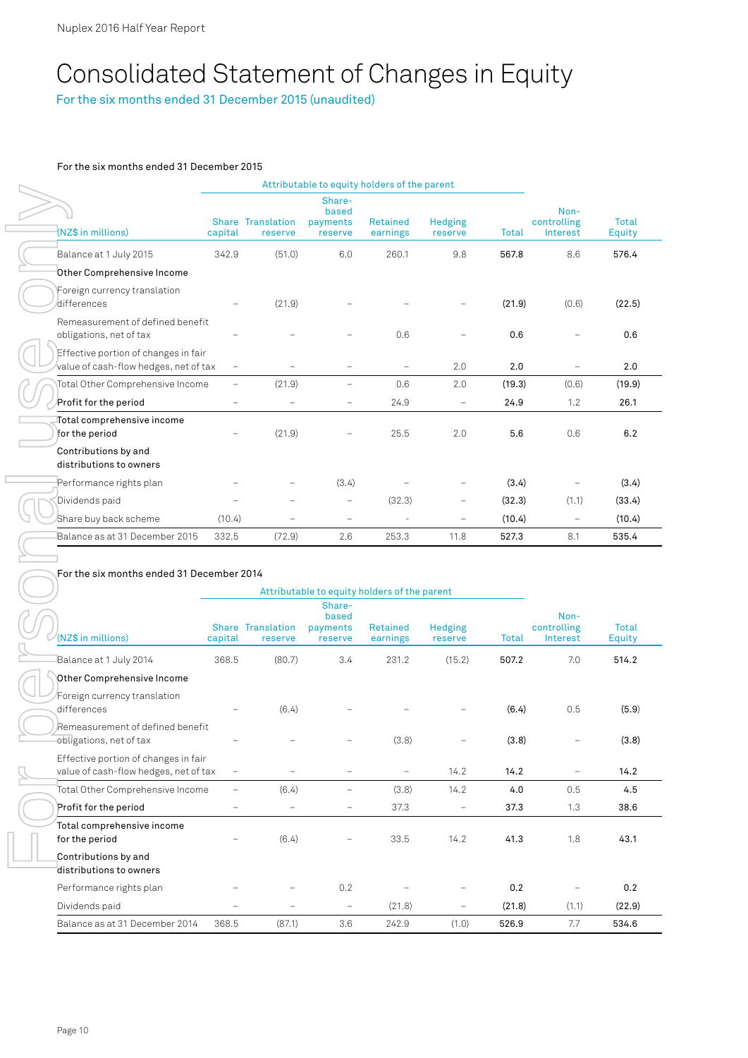# Consolidated Statement of Changes in Equity

For the six months ended 31 December 2015 (unaudited)

For the six months ended 31 December 2015

| (NZ$ in millions) | Attributable to equity holders of the parent | | | | | | | |
|---|---|---|---|---|---|---|---|---|
| | Share capital | Translation reserve | Share-based payments reserve | Retained earnings | Hedging reserve | Total | Non-controlling Interest | Total Equity |
| Balance at 1 July 2015 | 342.9 | (51.0) | 6.0 | 260.1 | 9.8 | **567.8** | 8.6 | **576.4** |
| **Other Comprehensive Income** | | | | | | | | |
| Foreign currency translation differences | – | (21.9) | – | – | – | **(21.9)** | (0.6) | **(22.5)** |
| Remeasurement of defined benefit obligations, net of tax | – | – | – | 0.6 | – | **0.6** | – | **0.6** |
| Effective portion of changes in fair value of cash-flow hedges, net of tax | – | – | – | – | 2.0 | **2.0** | – | **2.0** |
| Total Other Comprehensive Income | – | (21.9) | – | 0.6 | 2.0 | **(19.3)** | (0.6) | **(19.9)** |
| **Profit for the period** | – | – | – | 24.9 | – | **24.9** | 1.2 | **26.1** |
| **Total comprehensive income for the period** | – | (21.9) | – | 25.5 | 2.0 | **5.6** | 0.6 | **6.2** |
| **Contributions by and distributions to owners** | | | | | | | | |
| Performance rights plan | – | – | (3.4) | – | – | **(3.4)** | – | **(3.4)** |
| Dividends paid | – | – | – | (32.3) | – | **(32.3)** | (1.1) | **(33.4)** |
| Share buy back scheme | (10.4) | – | – | – | – | **(10.4)** | – | **(10.4)** |
| Balance as at 31 December 2015 | 332.5 | (72.9) | 2.6 | 253.3 | 11.8 | **527.3** | 8.1 | **535.4** |

For the six months ended 31 December 2014

| (NZ$ in millions) | Attributable to equity holders of the parent | | | | | | | |
|---|---|---|---|---|---|---|---|---|
| | Share capital | Translation reserve | Share-based payments reserve | Retained earnings | Hedging reserve | Total | Non-controlling Interest | Total Equity |
| Balance at 1 July 2014 | 368.5 | (80.7) | 3.4 | 231.2 | (15.2) | **507.2** | 7.0 | **514.2** |
| **Other Comprehensive Income** | | | | | | | | |
| Foreign currency translation differences | – | (6.4) | – | – | – | **(6.4)** | 0.5 | **(5.9)** |
| Remeasurement of defined benefit obligations, net of tax | – | – | – | (3.8) | – | **(3.8)** | – | **(3.8)** |
| Effective portion of changes in fair value of cash-flow hedges, net of tax | – | – | – | – | 14.2 | **14.2** | – | **14.2** |
| Total Other Comprehensive Income | – | (6.4) | – | (3.8) | 14.2 | **4.0** | 0.5 | **4.5** |
| **Profit for the period** | – | – | – | 37.3 | – | **37.3** | 1.3 | **38.6** |
| **Total comprehensive income for the period** | – | (6.4) | – | 33.5 | 14.2 | **41.3** | 1.8 | **43.1** |
| **Contributions by and distributions to owners** | | | | | | | | |
| Performance rights plan | – | – | 0.2 | – | – | **0.2** | – | **0.2** |
| Dividends paid | – | – | – | (21.8) | – | **(21.8)** | (1.1) | **(22.9)** |
| Balance as at 31 December 2014 | 368.5 | (87.1) | 3.6 | 242.9 | (1.0) | **526.9** | 7.7 | **534.6** |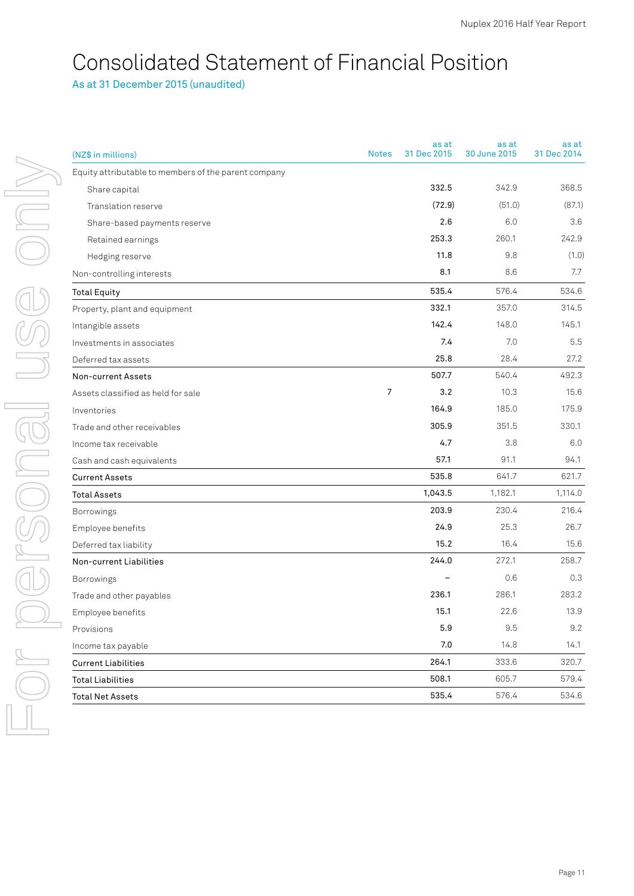# Consolidated Statement of Financial Position

As at 31 December 2015 (unaudited)

| (NZ$ in millions) | Notes | as at 31 Dec 2015 | as at 30 June 2015 | as at 31 Dec 2014 |
|---|---|---|---|---|
| Equity attributable to members of the parent company | | | | |
| Share capital | | **332.5** | 342.9 | 368.5 |
| Translation reserve | | **(72.9)** | (51.0) | (87.1) |
| Share-based payments reserve | | **2.6** | 6.0 | 3.6 |
| Retained earnings | | **253.3** | 260.1 | 242.9 |
| Hedging reserve | | **11.8** | 9.8 | (1.0) |
| Non-controlling interests | | **8.1** | 8.6 | 7.7 |
| **Total Equity** | | **535.4** | 576.4 | 534.6 |
| Property, plant and equipment | | **332.1** | 357.0 | 314.5 |
| Intangible assets | | **142.4** | 148.0 | 145.1 |
| Investments in associates | | **7.4** | 7.0 | 5.5 |
| Deferred tax assets | | **25.8** | 28.4 | 27.2 |
| **Non-current Assets** | | **507.7** | 540.4 | 492.3 |
| Assets classified as held for sale | 7 | **3.2** | 10.3 | 15.6 |
| Inventories | | **164.9** | 185.0 | 175.9 |
| Trade and other receivables | | **305.9** | 351.5 | 330.1 |
| Income tax receivable | | **4.7** | 3.8 | 6.0 |
| Cash and cash equivalents | | **57.1** | 91.1 | 94.1 |
| **Current Assets** | | **535.8** | 641.7 | 621.7 |
| **Total Assets** | | **1,043.5** | 1,182.1 | 1,114.0 |
| Borrowings | | **203.9** | 230.4 | 216.4 |
| Employee benefits | | **24.9** | 25.3 | 26.7 |
| Deferred tax liability | | **15.2** | 16.4 | 15.6 |
| **Non-current Liabilities** | | **244.0** | 272.1 | 258.7 |
| Borrowings | | **–** | 0.6 | 0.3 |
| Trade and other payables | | **236.1** | 286.1 | 283.2 |
| Employee benefits | | **15.1** | 22.6 | 13.9 |
| Provisions | | **5.9** | 9.5 | 9.2 |
| Income tax payable | | **7.0** | 14.8 | 14.1 |
| **Current Liabilities** | | **264.1** | 333.6 | 320.7 |
| **Total Liabilities** | | **508.1** | 605.7 | 579.4 |
| **Total Net Assets** | | **535.4** | 576.4 | 534.6 |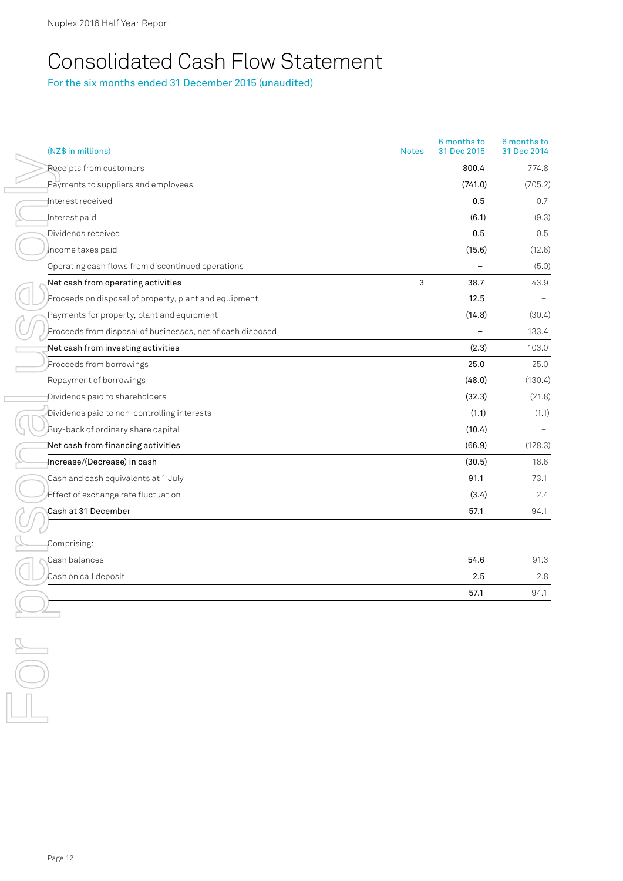# Consolidated Cash Flow Statement

For the six months ended 31 December 2015 (unaudited)

| (NZ$ in millions) | Notes | 6 months to 31 Dec 2015 | 6 months to 31 Dec 2014 |
|---|---|---|---|
| Receipts from customers | | 800.4 | 774.8 |
| Payments to suppliers and employees | | (741.0) | (705.2) |
| Interest received | | 0.5 | 0.7 |
| Interest paid | | (6.1) | (9.3) |
| Dividends received | | 0.5 | 0.5 |
| Income taxes paid | | (15.6) | (12.6) |
| Operating cash flows from discontinued operations | | – | (5.0) |
| Net cash from operating activities | 3 | 38.7 | 43.9 |
| Proceeds on disposal of property, plant and equipment | | 12.5 | – |
| Payments for property, plant and equipment | | (14.8) | (30.4) |
| Proceeds from disposal of businesses, net of cash disposed | | – | 133.4 |
| Net cash from investing activities | | (2.3) | 103.0 |
| Proceeds from borrowings | | 25.0 | 25.0 |
| Repayment of borrowings | | (48.0) | (130.4) |
| Dividends paid to shareholders | | (32.3) | (21.8) |
| Dividends paid to non-controlling interests | | (1.1) | (1.1) |
| Buy-back of ordinary share capital | | (10.4) | – |
| Net cash from financing activities | | (66.9) | (128.3) |
| Increase/(Decrease) in cash | | (30.5) | 18.6 |
| Cash and cash equivalents at 1 July | | 91.1 | 73.1 |
| Effect of exchange rate fluctuation | | (3.4) | 2.4 |
| Cash at 31 December | | 57.1 | 94.1 |

| Comprising: | | |
|---|---|---|
| Cash balances | 54.6 | 91.3 |
| Cash on call deposit | 2.5 | 2.8 |
| | 57.1 | 94.1 |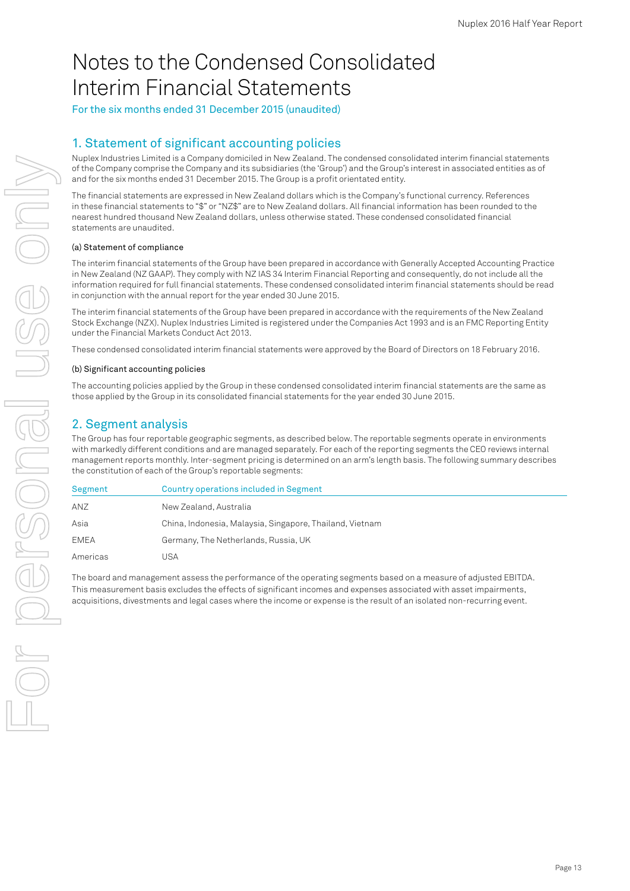# Notes to the Condensed Consolidated Interim Financial Statements

For the six months ended 31 December 2015 (unaudited)

## 1. Statement of significant accounting policies

Nuplex Industries Limited is a Company domiciled in New Zealand. The condensed consolidated interim financial statements of the Company comprise the Company and its subsidiaries (the 'Group') and the Group's interest in associated entities as of and for the six months ended 31 December 2015. The Group is a profit orientated entity.

The financial statements are expressed in New Zealand dollars which is the Company's functional currency. References in these financial statements to "$" or "NZ$" are to New Zealand dollars. All financial information has been rounded to the nearest hundred thousand New Zealand dollars, unless otherwise stated. These condensed consolidated financial statements are unaudited.

### (a) Statement of compliance

The interim financial statements of the Group have been prepared in accordance with Generally Accepted Accounting Practice in New Zealand (NZ GAAP). They comply with NZ IAS 34 Interim Financial Reporting and consequently, do not include all the information required for full financial statements. These condensed consolidated interim financial statements should be read in conjunction with the annual report for the year ended 30 June 2015.

The interim financial statements of the Group have been prepared in accordance with the requirements of the New Zealand Stock Exchange (NZX). Nuplex Industries Limited is registered under the Companies Act 1993 and is an FMC Reporting Entity under the Financial Markets Conduct Act 2013.

These condensed consolidated interim financial statements were approved by the Board of Directors on 18 February 2016.

### (b) Significant accounting policies

The accounting policies applied by the Group in these condensed consolidated interim financial statements are the same as those applied by the Group in its consolidated financial statements for the year ended 30 June 2015.

## 2. Segment analysis

The Group has four reportable geographic segments, as described below. The reportable segments operate in environments with markedly different conditions and are managed separately. For each of the reporting segments the CEO reviews internal management reports monthly. Inter-segment pricing is determined on an arm's length basis. The following summary describes the constitution of each of the Group's reportable segments:

| Segment | Country operations included in Segment |
|---|---|
| ANZ | New Zealand, Australia |
| Asia | China, Indonesia, Malaysia, Singapore, Thailand, Vietnam |
| EMEA | Germany, The Netherlands, Russia, UK |
| Americas | USA |

The board and management assess the performance of the operating segments based on a measure of adjusted EBITDA. This measurement basis excludes the effects of significant incomes and expenses associated with asset impairments, acquisitions, divestments and legal cases where the income or expense is the result of an isolated non-recurring event.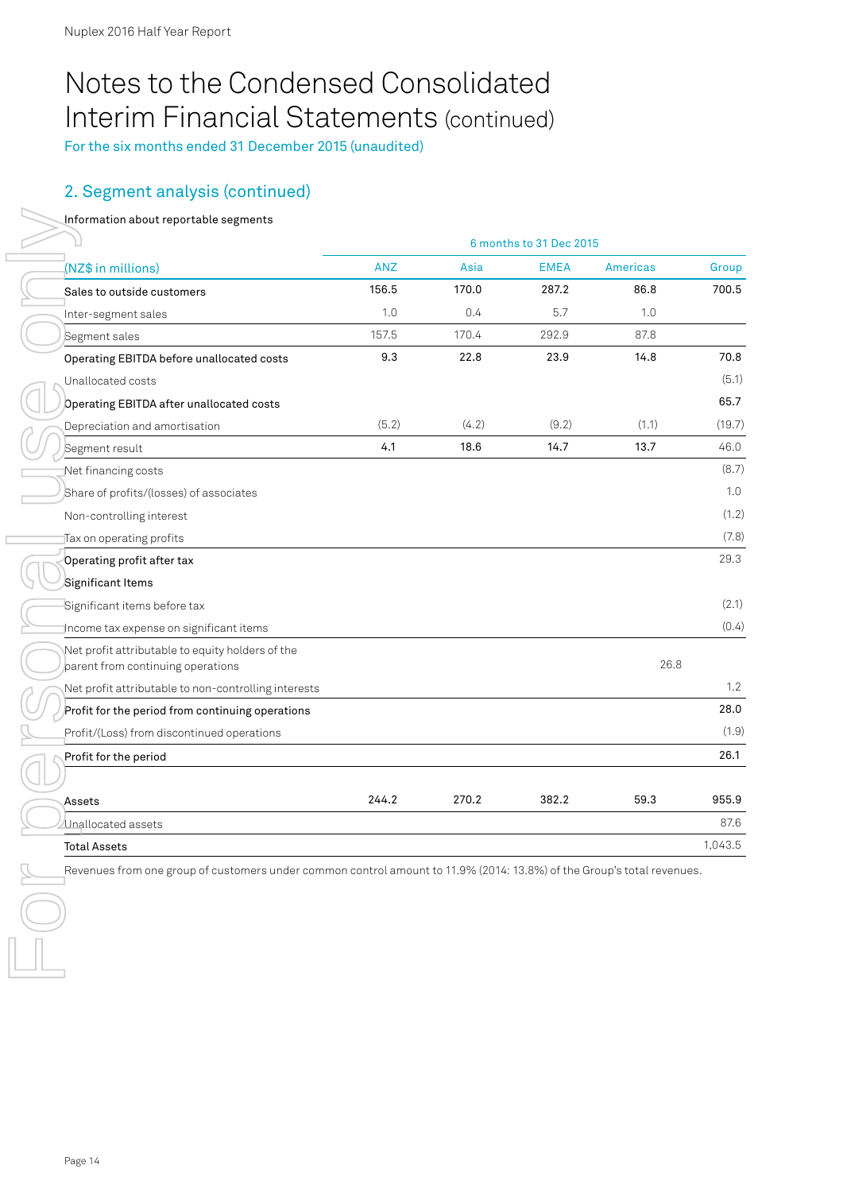# Notes to the Condensed Consolidated Interim Financial Statements (continued)

For the six months ended 31 December 2015 (unaudited)

## 2. Segment analysis (continued)

Information about reportable segments

| | 6 months to 31 Dec 2015 | | | | |
|---|---|---|---|---|---|
| (NZ$ in millions) | ANZ | Asia | EMEA | Americas | Group |
| **Sales to outside customers** | **156.5** | **170.0** | **287.2** | **86.8** | **700.5** |
| Inter-segment sales | 1.0 | 0.4 | 5.7 | 1.0 | |
| Segment sales | 157.5 | 170.4 | 292.9 | 87.8 | |
| **Operating EBITDA before unallocated costs** | **9.3** | **22.8** | **23.9** | **14.8** | **70.8** |
| Unallocated costs | | | | | (5.1) |
| **Operating EBITDA after unallocated costs** | | | | | **65.7** |
| Depreciation and amortisation | (5.2) | (4.2) | (9.2) | (1.1) | (19.7) |
| Segment result | **4.1** | **18.6** | **14.7** | **13.7** | 46.0 |
| Net financing costs | | | | | (8.7) |
| Share of profits/(losses) of associates | | | | | 1.0 |
| Non-controlling interest | | | | | (1.2) |
| Tax on operating profits | | | | | (7.8) |
| **Operating profit after tax** | | | | | 29.3 |
| **Significant Items** | | | | | |
| Significant items before tax | | | | | (2.1) |
| Income tax expense on significant items | | | | | (0.4) |
| Net profit attributable to equity holders of the parent from continuing operations | | | | | 26.8 |
| Net profit attributable to non-controlling interests | | | | | 1.2 |
| **Profit for the period from continuing operations** | | | | | **28.0** |
| Profit/(Loss) from discontinued operations | | | | | (1.9) |
| **Profit for the period** | | | | | **26.1** |
| | | | | | |
| **Assets** | **244.2** | **270.2** | **382.2** | **59.3** | **955.9** |
| Unallocated assets | | | | | 87.6 |
| **Total Assets** | | | | | 1,043.5 |

Revenues from one group of customers under common control amount to 11.9% (2014: 13.8%) of the Group's total revenues.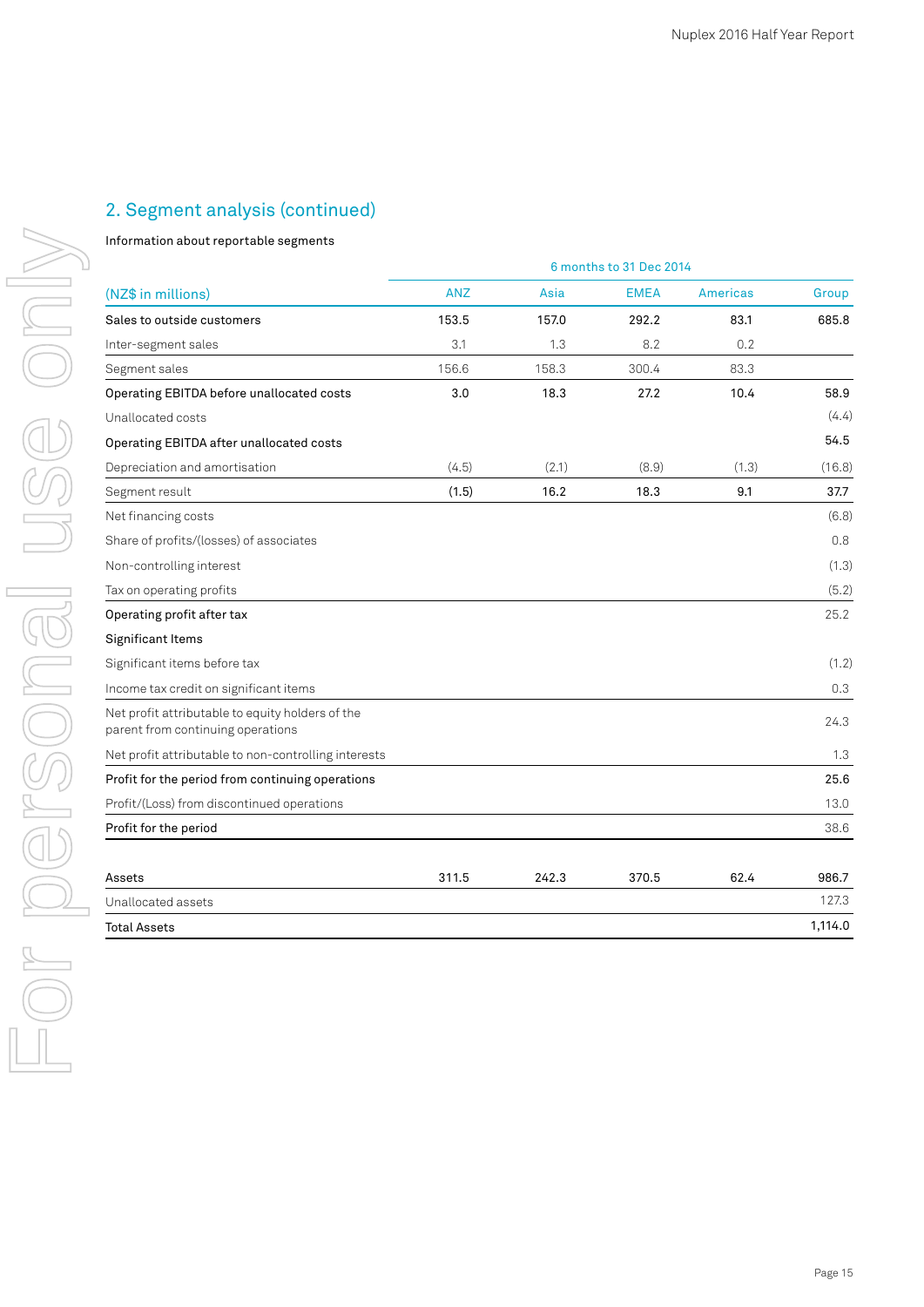## 2. Segment analysis (continued)

Information about reportable segments

| | 6 months to 31 Dec 2014 | | | | |
|---|---|---|---|---|---|
| (NZ$ in millions) | ANZ | Asia | EMEA | Americas | Group |
| **Sales to outside customers** | **153.5** | **157.0** | **292.2** | **83.1** | **685.8** |
| Inter-segment sales | 3.1 | 1.3 | 8.2 | 0.2 | |
| Segment sales | 156.6 | 158.3 | 300.4 | 83.3 | |
| **Operating EBITDA before unallocated costs** | **3.0** | **18.3** | **27.2** | **10.4** | **58.9** |
| Unallocated costs | | | | | (4.4) |
| **Operating EBITDA after unallocated costs** | | | | | **54.5** |
| Depreciation and amortisation | (4.5) | (2.1) | (8.9) | (1.3) | (16.8) |
| Segment result | (1.5) | 16.2 | 18.3 | 9.1 | 37.7 |
| Net financing costs | | | | | (6.8) |
| Share of profits/(losses) of associates | | | | | 0.8 |
| Non-controlling interest | | | | | (1.3) |
| Tax on operating profits | | | | | (5.2) |
| **Operating profit after tax** | | | | | 25.2 |
| **Significant Items** | | | | | |
| Significant items before tax | | | | | (1.2) |
| Income tax credit on significant items | | | | | 0.3 |
| Net profit attributable to equity holders of the parent from continuing operations | | | | | 24.3 |
| Net profit attributable to non-controlling interests | | | | | 1.3 |
| **Profit for the period from continuing operations** | | | | | **25.6** |
| Profit/(Loss) from discontinued operations | | | | | 13.0 |
| **Profit for the period** | | | | | 38.6 |
| | | | | | |
| **Assets** | **311.5** | **242.3** | **370.5** | **62.4** | **986.7** |
| Unallocated assets | | | | | 127.3 |
| **Total Assets** | | | | | **1,114.0** |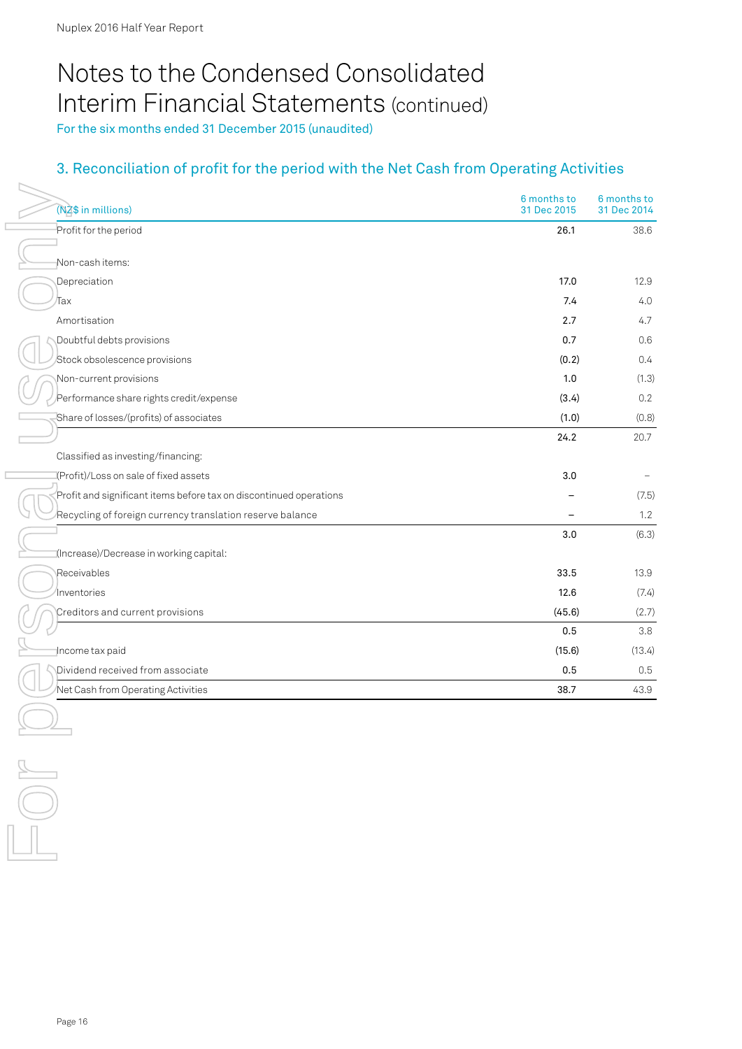# Notes to the Condensed Consolidated Interim Financial Statements (continued)

For the six months ended 31 December 2015 (unaudited)

## 3. Reconciliation of profit for the period with the Net Cash from Operating Activities

| (NZ$ in millions) | 6 months to 31 Dec 2015 | 6 months to 31 Dec 2014 |
|---|---|---|
| Profit for the period | **26.1** | 38.6 |
| Non-cash items: | | |
| Depreciation | **17.0** | 12.9 |
| Tax | **7.4** | 4.0 |
| Amortisation | **2.7** | 4.7 |
| Doubtful debts provisions | **0.7** | 0.6 |
| Stock obsolescence provisions | **(0.2)** | 0.4 |
| Non-current provisions | **1.0** | (1.3) |
| Performance share rights credit/expense | **(3.4)** | 0.2 |
| Share of losses/(profits) of associates | **(1.0)** | (0.8) |
| | **24.2** | 20.7 |
| Classified as investing/financing: | | |
| (Profit)/Loss on sale of fixed assets | **3.0** | – |
| Profit and significant items before tax on discontinued operations | **–** | (7.5) |
| Recycling of foreign currency translation reserve balance | **–** | 1.2 |
| | **3.0** | (6.3) |
| (Increase)/Decrease in working capital: | | |
| Receivables | **33.5** | 13.9 |
| Inventories | **12.6** | (7.4) |
| Creditors and current provisions | **(45.6)** | (2.7) |
| | **0.5** | 3.8 |
| Income tax paid | **(15.6)** | (13.4) |
| Dividend received from associate | **0.5** | 0.5 |
| Net Cash from Operating Activities | **38.7** | 43.9 |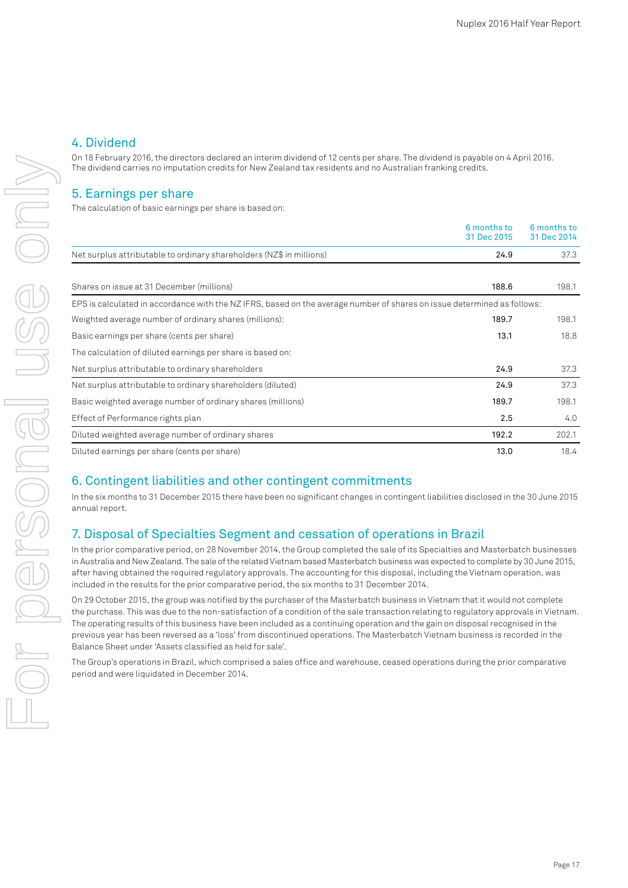## 4. Dividend

On 18 February 2016, the directors declared an interim dividend of 12 cents per share. The dividend is payable on 4 April 2016. The dividend carries no imputation credits for New Zealand tax residents and no Australian franking credits.

## 5. Earnings per share

The calculation of basic earnings per share is based on:

| | 6 months to 31 Dec 2015 | 6 months to 31 Dec 2014 |
|---|---|---|
| Net surplus attributable to ordinary shareholders (NZ$ in millions) | **24.9** | 37.3 |
| | | |
| Shares on issue at 31 December (millions) | **188.6** | 198.1 |
| EPS is calculated in accordance with the NZ IFRS, based on the average number of shares on issue determined as follows: | | |
| Weighted average number of ordinary shares (millions): | **189.7** | 198.1 |
| Basic earnings per share (cents per share) | **13.1** | 18.8 |
| The calculation of diluted earnings per share is based on: | | |
| Net surplus attributable to ordinary shareholders | **24.9** | 37.3 |
| Net surplus attributable to ordinary shareholders (diluted) | **24.9** | 37.3 |
| Basic weighted average number of ordinary shares (millions) | **189.7** | 198.1 |
| Effect of Performance rights plan | **2.5** | 4.0 |
| Diluted weighted average number of ordinary shares | **192.2** | 202.1 |
| Diluted earnings per share (cents per share) | **13.0** | 18.4 |

## 6. Contingent liabilities and other contingent commitments

In the six months to 31 December 2015 there have been no significant changes in contingent liabilities disclosed in the 30 June 2015 annual report.

## 7. Disposal of Specialties Segment and cessation of operations in Brazil

In the prior comparative period, on 28 November 2014, the Group completed the sale of its Specialties and Masterbatch businesses in Australia and New Zealand. The sale of the related Vietnam based Masterbatch business was expected to complete by 30 June 2015, after having obtained the required regulatory approvals. The accounting for this disposal, including the Vietnam operation, was included in the results for the prior comparative period, the six months to 31 December 2014.

On 29 October 2015, the group was notified by the purchaser of the Masterbatch business in Vietnam that it would not complete the purchase. This was due to the non-satisfaction of a condition of the sale transaction relating to regulatory approvals in Vietnam. The operating results of this business have been included as a continuing operation and the gain on disposal recognised in the previous year has been reversed as a 'loss' from discontinued operations. The Masterbatch Vietnam business is recorded in the Balance Sheet under 'Assets classified as held for sale'.

The Group's operations in Brazil, which comprised a sales office and warehouse, ceased operations during the prior comparative period and were liquidated in December 2014.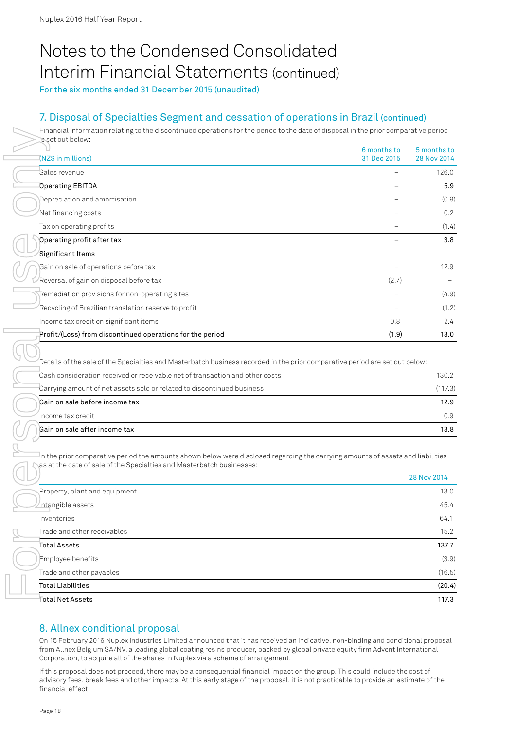# Notes to the Condensed Consolidated Interim Financial Statements (continued)

For the six months ended 31 December 2015 (unaudited)

## 7. Disposal of Specialties Segment and cessation of operations in Brazil (continued)

Financial information relating to the discontinued operations for the period to the date of disposal in the prior comparative period is set out below:

| (NZ$ in millions) | 6 months to 31 Dec 2015 | 5 months to 28 Nov 2014 |
|---|---|---|
| Sales revenue | – | 126.0 |
| **Operating EBITDA** | **–** | **5.9** |
| Depreciation and amortisation | – | (0.9) |
| Net financing costs | – | 0.2 |
| Tax on operating profits | – | (1.4) |
| **Operating profit after tax** | **–** | **3.8** |
| **Significant Items** | | |
| Gain on sale of operations before tax | – | 12.9 |
| Reversal of gain on disposal before tax | (2.7) | – |
| Remediation provisions for non-operating sites | – | (4.9) |
| Recycling of Brazilian translation reserve to profit | – | (1.2) |
| Income tax credit on significant items | 0.8 | 2.4 |
| **Profit/(Loss) from discontinued operations for the period** | **(1.9)** | **13.0** |

Details of the sale of the Specialties and Masterbatch business recorded in the prior comparative period are set out below:

| | |
|---|---|
| Cash consideration received or receivable net of transaction and other costs | 130.2 |
| Carrying amount of net assets sold or related to discontinued business | (117.3) |
| **Gain on sale before income tax** | **12.9** |
| Income tax credit | 0.9 |
| **Gain on sale after income tax** | **13.8** |

In the prior comparative period the amounts shown below were disclosed regarding the carrying amounts of assets and liabilities as at the date of sale of the Specialties and Masterbatch businesses:

| | 28 Nov 2014 |
|---|---|
| Property, plant and equipment | 13.0 |
| Intangible assets | 45.4 |
| Inventories | 64.1 |
| Trade and other receivables | 15.2 |
| **Total Assets** | **137.7** |
| Employee benefits | (3.9) |
| Trade and other payables | (16.5) |
| **Total Liabilities** | **(20.4)** |
| **Total Net Assets** | **117.3** |

## 8. Allnex conditional proposal

On 15 February 2016 Nuplex Industries Limited announced that it has received an indicative, non-binding and conditional proposal from Allnex Belgium SA/NV, a leading global coating resins producer, backed by global private equity firm Advent International Corporation, to acquire all of the shares in Nuplex via a scheme of arrangement.

If this proposal does not proceed, there may be a consequential financial impact on the group. This could include the cost of advisory fees, break fees and other impacts. At this early stage of the proposal, it is not practicable to provide an estimate of the financial effect.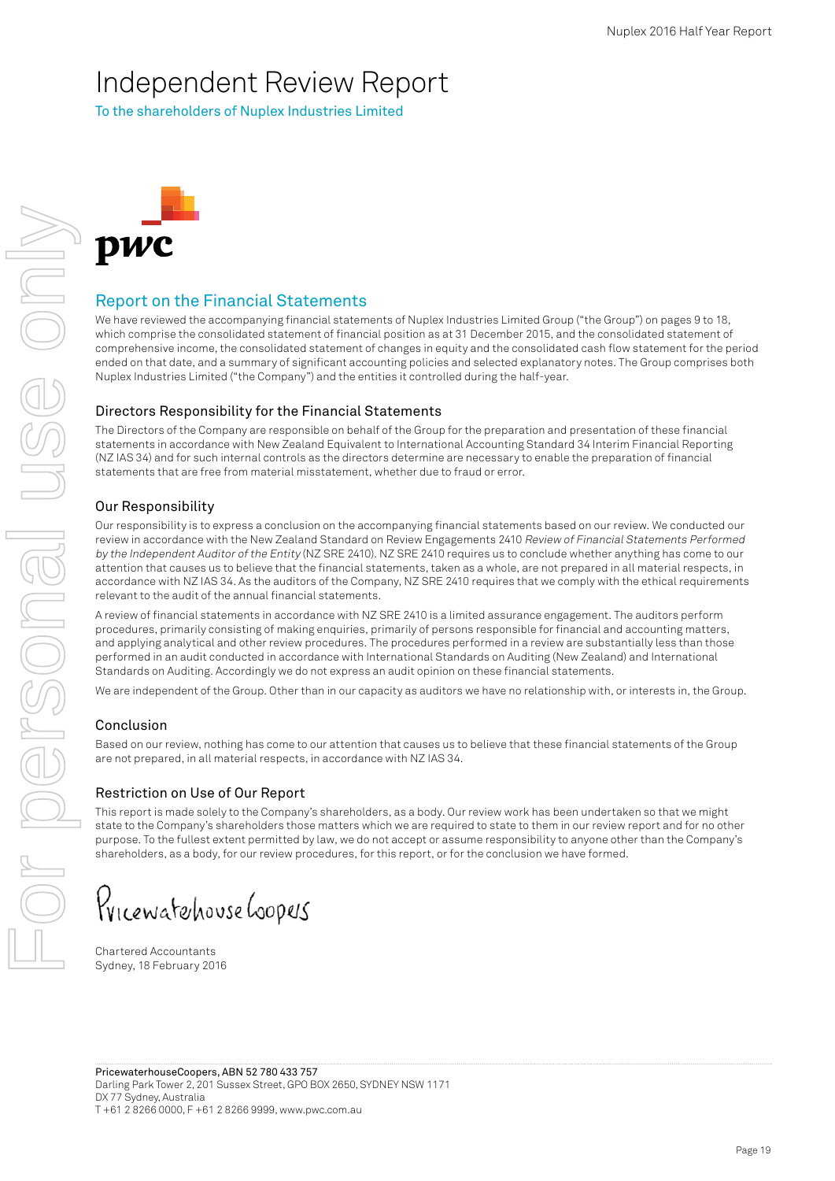# Independent Review Report

To the shareholders of Nuplex Industries Limited

## Report on the Financial Statements

We have reviewed the accompanying financial statements of Nuplex Industries Limited Group ("the Group") on pages 9 to 18, which comprise the consolidated statement of financial position as at 31 December 2015, and the consolidated statement of comprehensive income, the consolidated statement of changes in equity and the consolidated cash flow statement for the period ended on that date, and a summary of significant accounting policies and selected explanatory notes. The Group comprises both Nuplex Industries Limited ("the Company") and the entities it controlled during the half-year.

### Directors Responsibility for the Financial Statements

The Directors of the Company are responsible on behalf of the Group for the preparation and presentation of these financial statements in accordance with New Zealand Equivalent to International Accounting Standard 34 Interim Financial Reporting (NZ IAS 34) and for such internal controls as the directors determine are necessary to enable the preparation of financial statements that are free from material misstatement, whether due to fraud or error.

### Our Responsibility

Our responsibility is to express a conclusion on the accompanying financial statements based on our review. We conducted our review in accordance with the New Zealand Standard on Review Engagements 2410 *Review of Financial Statements Performed by the Independent Auditor of the Entity* (NZ SRE 2410). NZ SRE 2410 requires us to conclude whether anything has come to our attention that causes us to believe that the financial statements, taken as a whole, are not prepared in all material respects, in accordance with NZ IAS 34. As the auditors of the Company, NZ SRE 2410 requires that we comply with the ethical requirements relevant to the audit of the annual financial statements.

A review of financial statements in accordance with NZ SRE 2410 is a limited assurance engagement. The auditors perform procedures, primarily consisting of making enquiries, primarily of persons responsible for financial and accounting matters, and applying analytical and other review procedures. The procedures performed in a review are substantially less than those performed in an audit conducted in accordance with International Standards on Auditing (New Zealand) and International Standards on Auditing. Accordingly we do not express an audit opinion on these financial statements.

We are independent of the Group. Other than in our capacity as auditors we have no relationship with, or interests in, the Group.

### Conclusion

Based on our review, nothing has come to our attention that causes us to believe that these financial statements of the Group are not prepared, in all material respects, in accordance with NZ IAS 34.

### Restriction on Use of Our Report

This report is made solely to the Company's shareholders, as a body. Our review work has been undertaken so that we might state to the Company's shareholders those matters which we are required to state to them in our review report and for no other purpose. To the fullest extent permitted by law, we do not accept or assume responsibility to anyone other than the Company's shareholders, as a body, for our review procedures, for this report, or for the conclusion we have formed.

PricewaterhouseCoopers

Chartered Accountants
Sydney, 18 February 2016

PricewaterhouseCoopers, ABN 52 780 433 757
Darling Park Tower 2, 201 Sussex Street, GPO BOX 2650, SYDNEY NSW 1171
DX 77 Sydney, Australia
T +61 2 8266 0000, F +61 2 8266 9999, www.pwc.com.au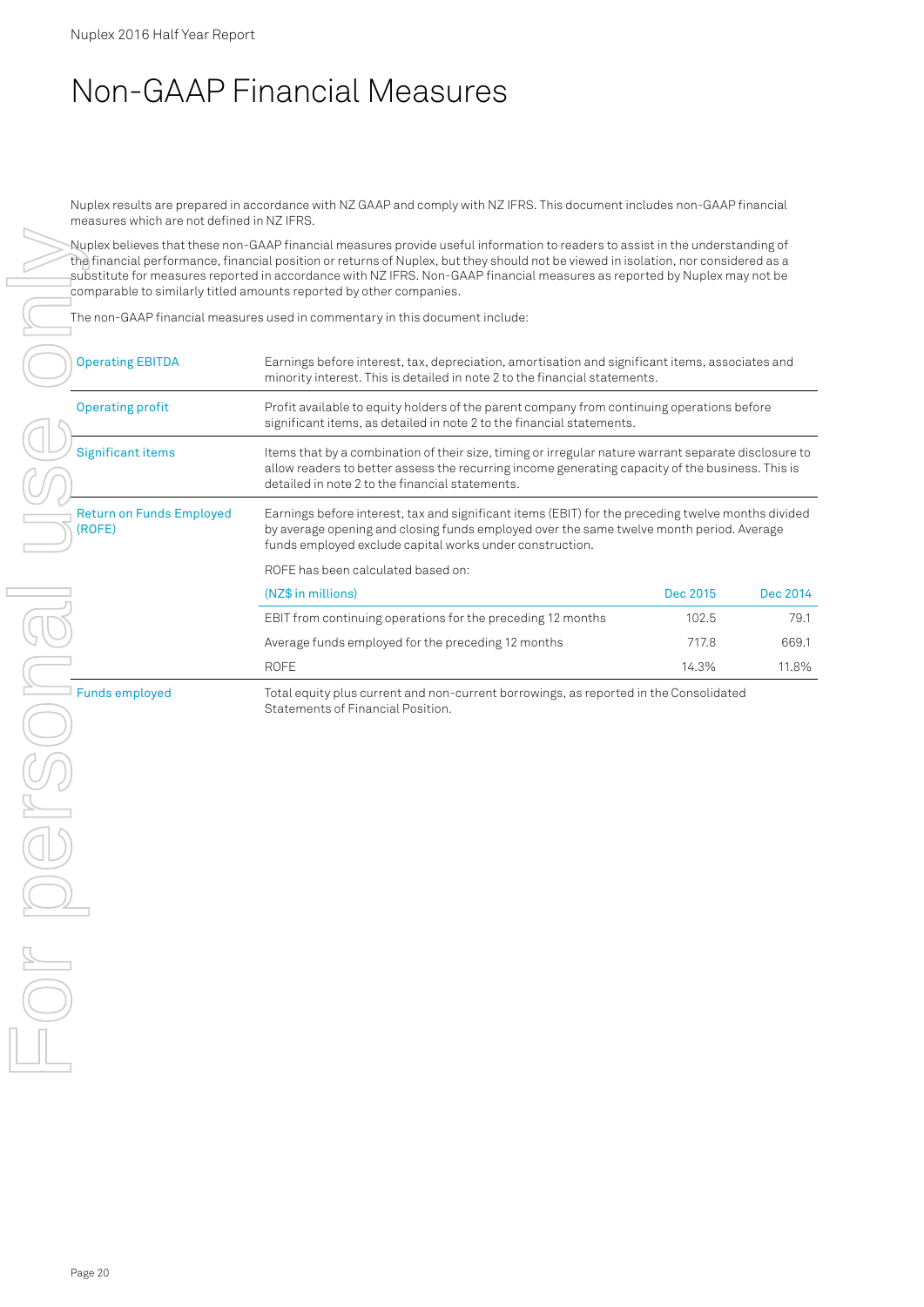# Non-GAAP Financial Measures

Nuplex results are prepared in accordance with NZ GAAP and comply with NZ IFRS. This document includes non-GAAP financial measures which are not defined in NZ IFRS.

Nuplex believes that these non-GAAP financial measures provide useful information to readers to assist in the understanding of the financial performance, financial position or returns of Nuplex, but they should not be viewed in isolation, nor considered as a substitute for measures reported in accordance with NZ IFRS. Non-GAAP financial measures as reported by Nuplex may not be comparable to similarly titled amounts reported by other companies.

The non-GAAP financial measures used in commentary in this document include:

| Measure | Definition |
|---|---|
| Operating EBITDA | Earnings before interest, tax, depreciation, amortisation and significant items, associates and minority interest. This is detailed in note 2 to the financial statements. |
| Operating profit | Profit available to equity holders of the parent company from continuing operations before significant items, as detailed in note 2 to the financial statements. |
| Significant items | Items that by a combination of their size, timing or irregular nature warrant separate disclosure to allow readers to better assess the recurring income generating capacity of the business. This is detailed in note 2 to the financial statements. |
| Return on Funds Employed (ROFE) | Earnings before interest, tax and significant items (EBIT) for the preceding twelve months divided by average opening and closing funds employed over the same twelve month period. Average funds employed exclude capital works under construction. |
| Funds employed | Total equity plus current and non-current borrowings, as reported in the Consolidated Statements of Financial Position. |

ROFE has been calculated based on:

| (NZ$ in millions) | Dec 2015 | Dec 2014 |
|---|---|---|
| EBIT from continuing operations for the preceding 12 months | 102.5 | 79.1 |
| Average funds employed for the preceding 12 months | 717.8 | 669.1 |
| ROFE | 14.3% | 11.8% |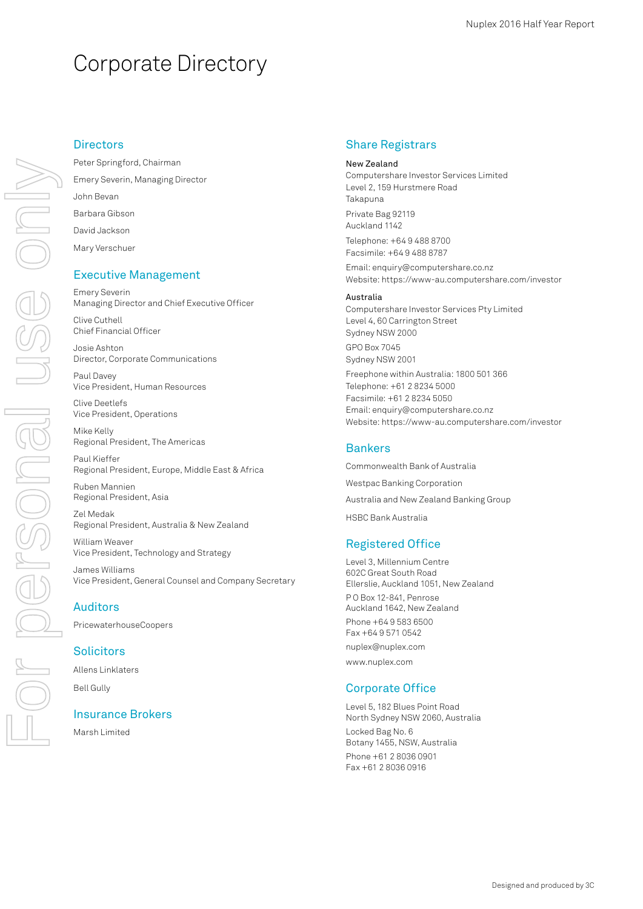# Corporate Directory

## Directors

Peter Springford, Chairman

Emery Severin, Managing Director

John Bevan

Barbara Gibson

David Jackson

Mary Verschuer

## Executive Management

Emery Severin
Managing Director and Chief Executive Officer

Clive Cuthell
Chief Financial Officer

Josie Ashton
Director, Corporate Communications

Paul Davey
Vice President, Human Resources

Clive Deetlefs
Vice President, Operations

Mike Kelly
Regional President, The Americas

Paul Kieffer
Regional President, Europe, Middle East & Africa

Ruben Mannien
Regional President, Asia

Zel Medak
Regional President, Australia & New Zealand

William Weaver
Vice President, Technology and Strategy

James Williams
Vice President, General Counsel and Company Secretary

## Auditors

PricewaterhouseCoopers

## Solicitors

Allens Linklaters

Bell Gully

## Insurance Brokers

Marsh Limited

## Share Registrars

**New Zealand**
Computershare Investor Services Limited
Level 2, 159 Hurstmere Road
Takapuna

Private Bag 92119
Auckland 1142

Telephone: +64 9 488 8700
Facsimile: +64 9 488 8787

Email: enquiry@computershare.co.nz
Website: https://www-au.computershare.com/investor

**Australia**
Computershare Investor Services Pty Limited
Level 4, 60 Carrington Street
Sydney NSW 2000

GPO Box 7045
Sydney NSW 2001

Freephone within Australia: 1800 501 366
Telephone: +61 2 8234 5000
Facsimile: +61 2 8234 5050
Email: enquiry@computershare.co.nz
Website: https://www-au.computershare.com/investor

## Bankers

Commonwealth Bank of Australia

Westpac Banking Corporation

Australia and New Zealand Banking Group

HSBC Bank Australia

## Registered Office

Level 3, Millennium Centre
602C Great South Road
Ellerslie, Auckland 1051, New Zealand

P O Box 12-841, Penrose
Auckland 1642, New Zealand

Phone +64 9 583 6500
Fax +64 9 571 0542

nuplex@nuplex.com

www.nuplex.com

## Corporate Office

Level 5, 182 Blues Point Road
North Sydney NSW 2060, Australia

Locked Bag No. 6
Botany 1455, NSW, Australia

Phone +61 2 8036 0901
Fax +61 2 8036 0916

Designed and produced by 3C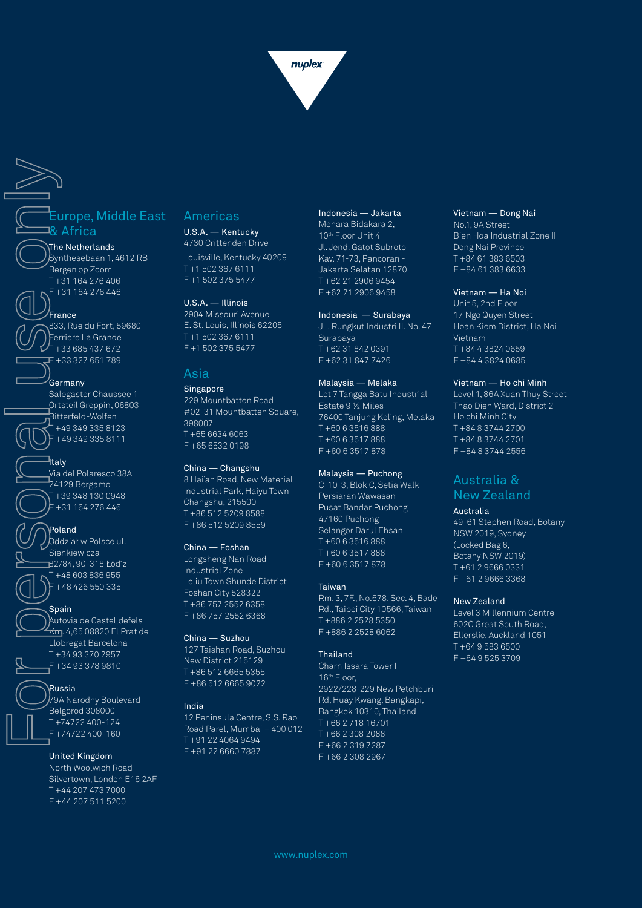nuplex

For personal use only

## Europe, Middle East & Africa

**The Netherlands**
Synthesebaan 1, 4612 RB
Bergen op Zoom
T +31 164 276 406
F +31 164 276 446

**France**
833, Rue du Fort, 59680
Ferriere La Grande
T +33 685 437 672
F +33 327 651 789

**Germany**
Salegaster Chaussee 1
Ortsteil Greppin, 06803
Bitterfeld-Wolfen
T +49 349 335 8123
F +49 349 335 8111

**Italy**
Via del Polaresco 38A
24129 Bergamo
T +39 348 130 0948
F +31 164 276 446

**Poland**
Oddział w Polsce ul.
Sienkiewicza
82/84, 90-318 Łód´z
T +48 603 836 955
F +48 426 550 335

**Spain**
Autovia de Castelldefels
Km. 4,65 08820 El Prat de
Llobregat Barcelona
T +34 93 370 2957
F +34 93 378 9810

**Russia**
79A Narodny Boulevard
Belgorod 308000
T +74722 400-124
F +74722 400-160

**United Kingdom**
North Woolwich Road
Silvertown, London E16 2AF
T +44 207 473 7000
F +44 207 511 5200

## Americas

**U.S.A. — Kentucky**
4730 Crittenden Drive
Louisville, Kentucky 40209
T +1 502 367 6111
F +1 502 375 5477

**U.S.A. — Illinois**
2904 Missouri Avenue
E. St. Louis, Illinois 62205
T +1 502 367 6111
F +1 502 375 5477

## Asia

**Singapore**
229 Mountbatten Road
#02-31 Mountbatten Square,
398007
T +65 6634 6063
F +65 6532 0198

**China — Changshu**
8 Hai'an Road, New Material
Industrial Park, Haiyu Town
Changshu, 215500
T +86 512 5209 8588
F +86 512 5209 8559

**China — Foshan**
Longsheng Nan Road
Industrial Zone
Leliu Town Shunde District
Foshan City 528322
T +86 757 2552 6358
F +86 757 2552 6368

**China — Suzhou**
127 Taishan Road, Suzhou
New District 215129
T +86 512 6665 5355
F +86 512 6665 9022

**India**
12 Peninsula Centre, S.S. Rao
Road Parel, Mumbai – 400 012
T +91 22 4064 9494
F +91 22 6660 7887

**Indonesia — Jakarta**
Menara Bidakara 2,
10th Floor Unit 4
Jl. Jend. Gatot Subroto
Kav. 71-73, Pancoran -
Jakarta Selatan 12870
T +62 21 2906 9454
F +62 21 2906 9458

**Indonesia — Surabaya**
JL. Rungkut Industri II. No. 47
Surabaya
T +62 31 842 0391
F +62 31 847 7426

**Malaysia — Melaka**
Lot 7 Tangga Batu Industrial
Estate 9 ½ Miles
76400 Tanjung Keling, Melaka
T +60 6 3516 888
T +60 6 3517 888
F +60 6 3517 878

**Malaysia — Puchong**
C-10-3, Blok C, Setia Walk
Persiaran Wawasan
Pusat Bandar Puchong
47160 Puchong
Selangor Darul Ehsan
T +60 6 3516 888
T +60 6 3517 888
F +60 6 3517 878

**Taiwan**
Rm. 3, 7F., No.678, Sec. 4, Bade
Rd., Taipei City 10566, Taiwan
T +886 2 2528 5350
F +886 2 2528 6062

**Thailand**
Charn Issara Tower II
16th Floor,
2922/228-229 New Petchburi
Rd, Huay Kwang, Bangkapi,
Bangkok 10310, Thailand
T +66 2 718 16701
T +66 2 308 2088
F +66 2 319 7287
F +66 2 308 2967

**Vietnam — Dong Nai**
No.1, 9A Street
Bien Hoa Industrial Zone II
Dong Nai Province
T +84 61 383 6503
F +84 61 383 6633

**Vietnam — Ha Noi**
Unit 5, 2nd Floor
17 Ngo Quyen Street
Hoan Kiem District, Ha Noi
Vietnam
T +84 4 3824 0659
F +84 4 3824 0685

**Vietnam — Ho chi Minh**
Level 1, 86A Xuan Thuy Street
Thao Dien Ward, District 2
Ho chi Minh City
T +84 8 3744 2700
T +84 8 3744 2701
F +84 8 3744 2556

## Australia & New Zealand

**Australia**
49-61 Stephen Road, Botany
NSW 2019, Sydney
(Locked Bag 6,
Botany NSW 2019)
T +61 2 9666 0331
F +61 2 9666 3368

**New Zealand**
Level 3 Millennium Centre
602C Great South Road,
Ellerslie, Auckland 1051
T +64 9 583 6500
F +64 9 525 3709

www.nuplex.com